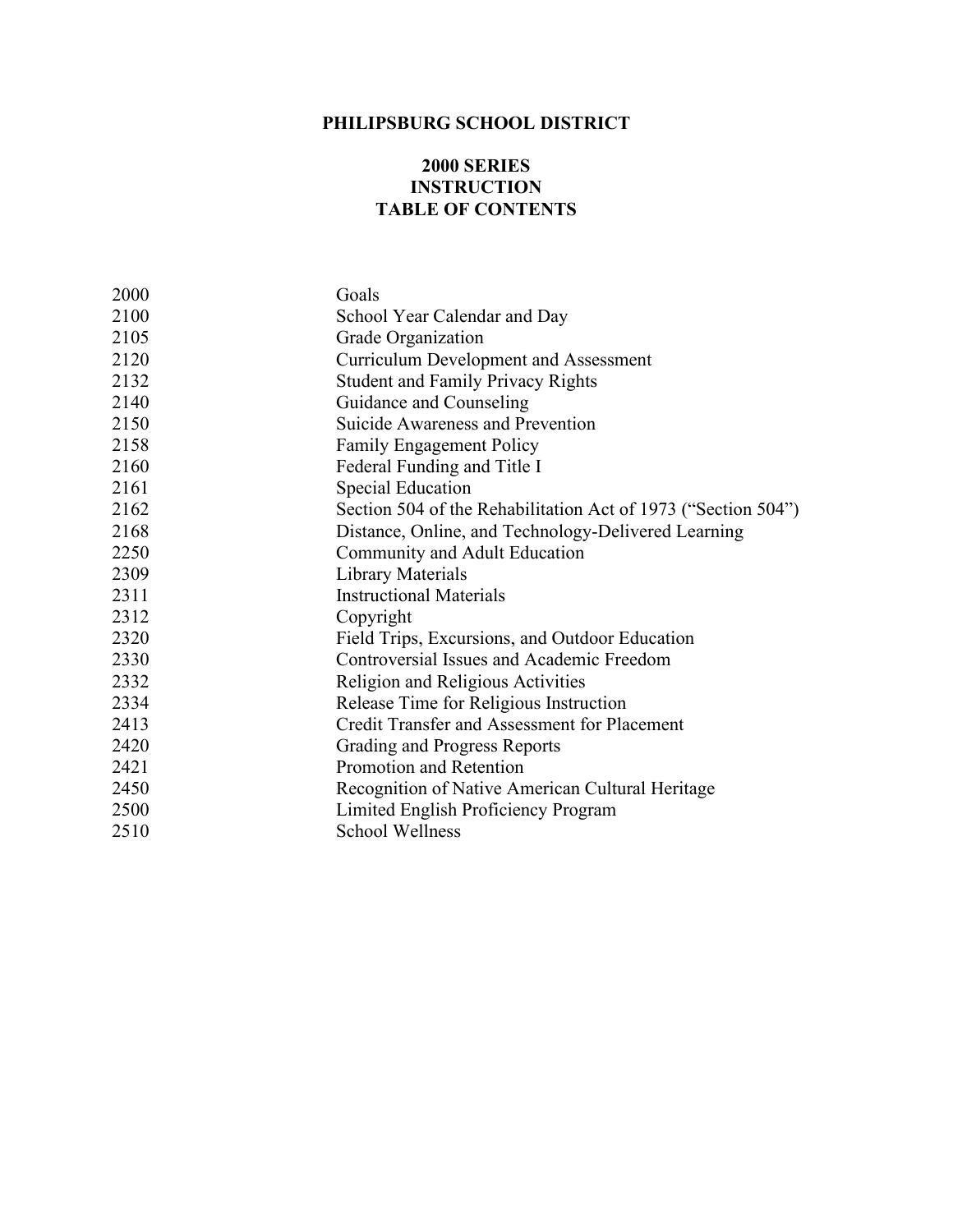# PHILIPSBURG SCHOOL DISTRICT

## 2000 SERIES
## INSTRUCTION
## TABLE OF CONTENTS

| | |
|---|---|
| 2000 | Goals |
| 2100 | School Year Calendar and Day |
| 2105 | Grade Organization |
| 2120 | Curriculum Development and Assessment |
| 2132 | Student and Family Privacy Rights |
| 2140 | Guidance and Counseling |
| 2150 | Suicide Awareness and Prevention |
| 2158 | Family Engagement Policy |
| 2160 | Federal Funding and Title I |
| 2161 | Special Education |
| 2162 | Section 504 of the Rehabilitation Act of 1973 ("Section 504") |
| 2168 | Distance, Online, and Technology-Delivered Learning |
| 2250 | Community and Adult Education |
| 2309 | Library Materials |
| 2311 | Instructional Materials |
| 2312 | Copyright |
| 2320 | Field Trips, Excursions, and Outdoor Education |
| 2330 | Controversial Issues and Academic Freedom |
| 2332 | Religion and Religious Activities |
| 2334 | Release Time for Religious Instruction |
| 2413 | Credit Transfer and Assessment for Placement |
| 2420 | Grading and Progress Reports |
| 2421 | Promotion and Retention |
| 2450 | Recognition of Native American Cultural Heritage |
| 2500 | Limited English Proficiency Program |
| 2510 | School Wellness |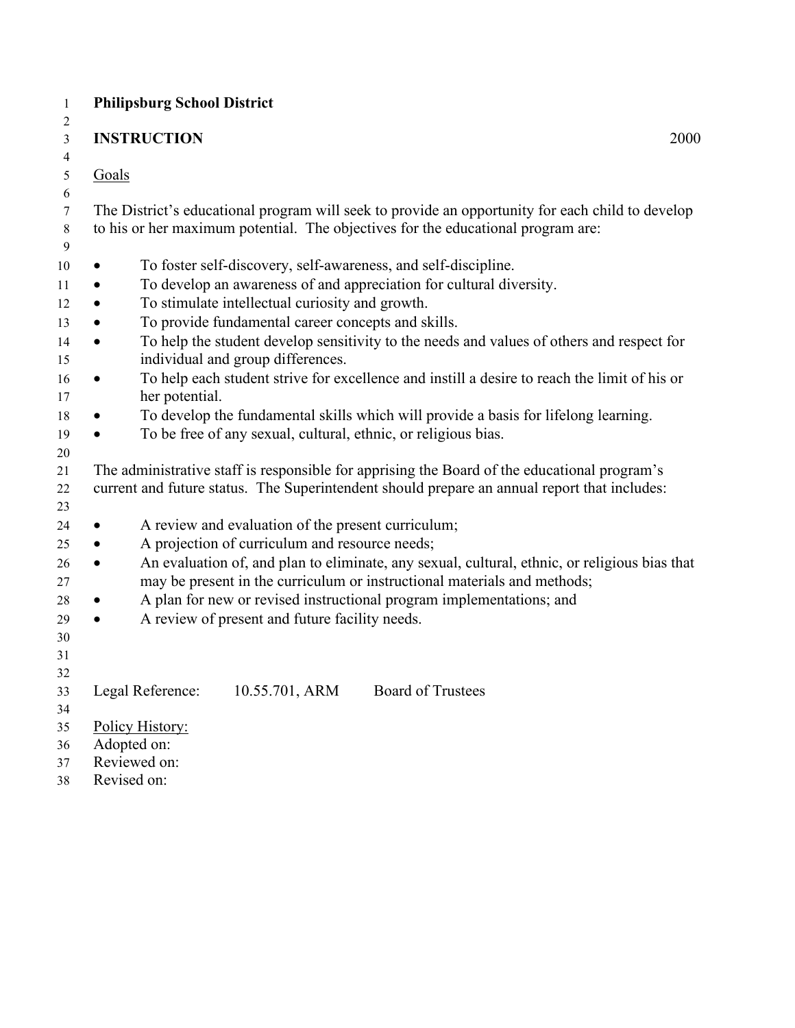**Philipsburg School District**

**INSTRUCTION** 2000

Goals

The District's educational program will seek to provide an opportunity for each child to develop to his or her maximum potential. The objectives for the educational program are:

- To foster self-discovery, self-awareness, and self-discipline.
- To develop an awareness of and appreciation for cultural diversity.
- To stimulate intellectual curiosity and growth.
- To provide fundamental career concepts and skills.
- To help the student develop sensitivity to the needs and values of others and respect for individual and group differences.
- To help each student strive for excellence and instill a desire to reach the limit of his or her potential.
- To develop the fundamental skills which will provide a basis for lifelong learning.
- To be free of any sexual, cultural, ethnic, or religious bias.

The administrative staff is responsible for apprising the Board of the educational program's current and future status. The Superintendent should prepare an annual report that includes:

- A review and evaluation of the present curriculum;
- A projection of curriculum and resource needs;
- An evaluation of, and plan to eliminate, any sexual, cultural, ethnic, or religious bias that may be present in the curriculum or instructional materials and methods;
- A plan for new or revised instructional program implementations; and
- A review of present and future facility needs.

Legal Reference: 10.55.701, ARM Board of Trustees

Policy History:
Adopted on:
Reviewed on:
Revised on: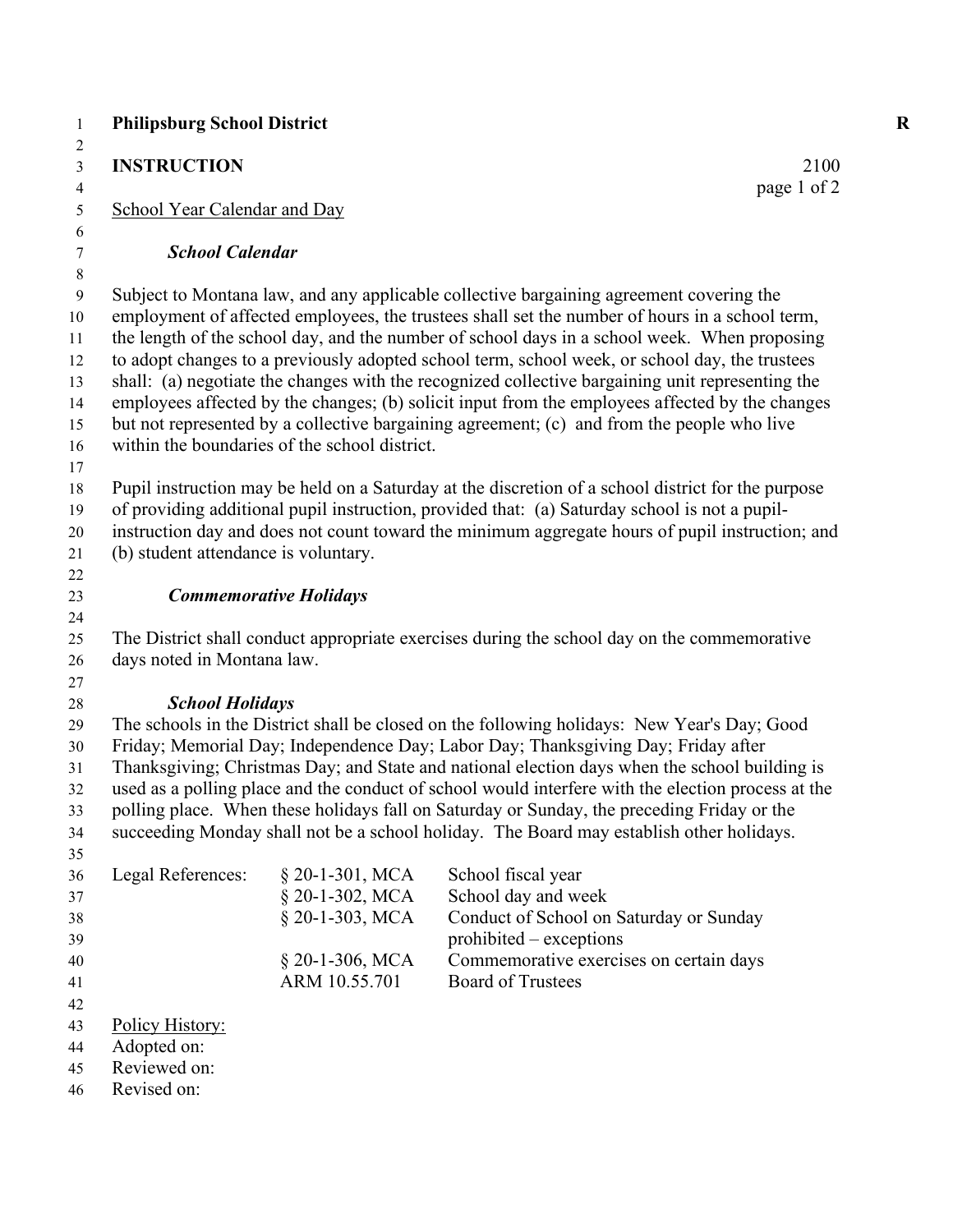**Philipsburg School District** **R**

**INSTRUCTION** 2100

School Year Calendar and Day

***School Calendar***

Subject to Montana law, and any applicable collective bargaining agreement covering the employment of affected employees, the trustees shall set the number of hours in a school term, the length of the school day, and the number of school days in a school week. When proposing to adopt changes to a previously adopted school term, school week, or school day, the trustees shall: (a) negotiate the changes with the recognized collective bargaining unit representing the employees affected by the changes; (b) solicit input from the employees affected by the changes but not represented by a collective bargaining agreement; (c) and from the people who live within the boundaries of the school district.

Pupil instruction may be held on a Saturday at the discretion of a school district for the purpose of providing additional pupil instruction, provided that: (a) Saturday school is not a pupil-instruction day and does not count toward the minimum aggregate hours of pupil instruction; and (b) student attendance is voluntary.

***Commemorative Holidays***

The District shall conduct appropriate exercises during the school day on the commemorative days noted in Montana law.

***School Holidays***

The schools in the District shall be closed on the following holidays: New Year's Day; Good Friday; Memorial Day; Independence Day; Labor Day; Thanksgiving Day; Friday after Thanksgiving; Christmas Day; and State and national election days when the school building is used as a polling place and the conduct of school would interfere with the election process at the polling place. When these holidays fall on Saturday or Sunday, the preceding Friday or the succeeding Monday shall not be a school holiday. The Board may establish other holidays.

| Legal References: | § 20-1-301, MCA | School fiscal year |
|---|---|---|
| | § 20-1-302, MCA | School day and week |
| | § 20-1-303, MCA | Conduct of School on Saturday or Sunday prohibited – exceptions |
| | § 20-1-306, MCA | Commemorative exercises on certain days |
| | ARM 10.55.701 | Board of Trustees |

Policy History:
Adopted on:
Reviewed on:
Revised on: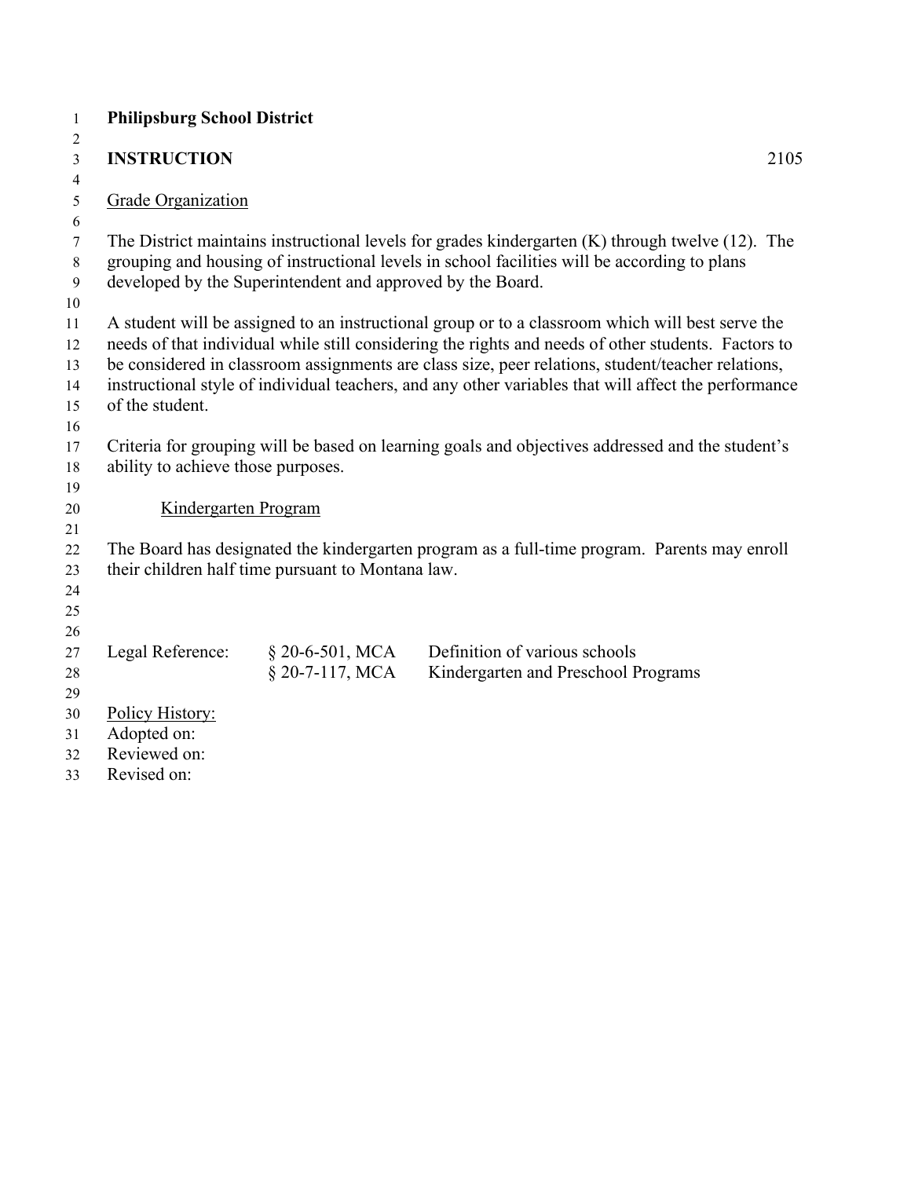**Philipsburg School District**

**INSTRUCTION** 2105

Grade Organization

The District maintains instructional levels for grades kindergarten (K) through twelve (12). The grouping and housing of instructional levels in school facilities will be according to plans developed by the Superintendent and approved by the Board.

A student will be assigned to an instructional group or to a classroom which will best serve the needs of that individual while still considering the rights and needs of other students. Factors to be considered in classroom assignments are class size, peer relations, student/teacher relations, instructional style of individual teachers, and any other variables that will affect the performance of the student.

Criteria for grouping will be based on learning goals and objectives addressed and the student's ability to achieve those purposes.

Kindergarten Program

The Board has designated the kindergarten program as a full-time program. Parents may enroll their children half time pursuant to Montana law.

| Legal Reference: | § 20-6-501, MCA | Definition of various schools |
|---|---|---|
| | § 20-7-117, MCA | Kindergarten and Preschool Programs |

Policy History:
Adopted on:
Reviewed on:
Revised on: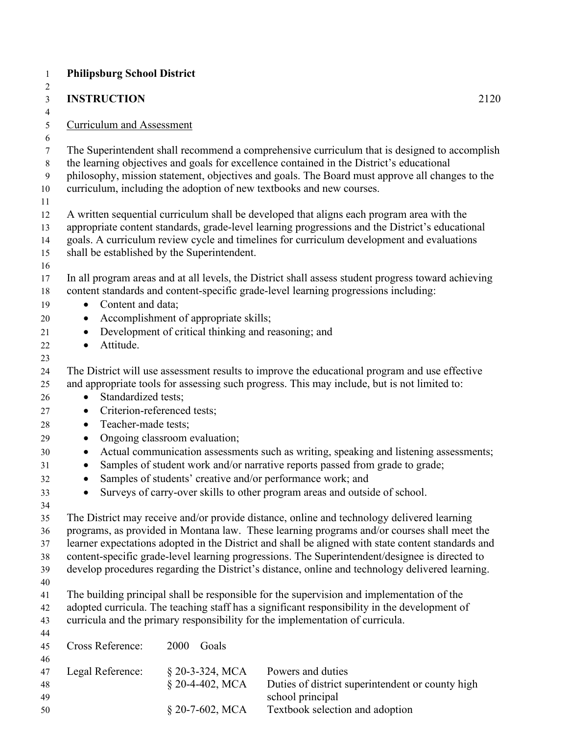**Philipsburg School District**

**INSTRUCTION** 2120

Curriculum and Assessment

The Superintendent shall recommend a comprehensive curriculum that is designed to accomplish the learning objectives and goals for excellence contained in the District's educational philosophy, mission statement, objectives and goals. The Board must approve all changes to the curriculum, including the adoption of new textbooks and new courses.

A written sequential curriculum shall be developed that aligns each program area with the appropriate content standards, grade-level learning progressions and the District's educational goals. A curriculum review cycle and timelines for curriculum development and evaluations shall be established by the Superintendent.

In all program areas and at all levels, the District shall assess student progress toward achieving content standards and content-specific grade-level learning progressions including:

- Content and data;
- Accomplishment of appropriate skills;
- Development of critical thinking and reasoning; and
- Attitude.

The District will use assessment results to improve the educational program and use effective and appropriate tools for assessing such progress. This may include, but is not limited to:

- Standardized tests;
- Criterion-referenced tests;
- Teacher-made tests;
- Ongoing classroom evaluation;
- Actual communication assessments such as writing, speaking and listening assessments;
- Samples of student work and/or narrative reports passed from grade to grade;
- Samples of students' creative and/or performance work; and
- Surveys of carry-over skills to other program areas and outside of school.

The District may receive and/or provide distance, online and technology delivered learning programs, as provided in Montana law. These learning programs and/or courses shall meet the learner expectations adopted in the District and shall be aligned with state content standards and content-specific grade-level learning progressions. The Superintendent/designee is directed to develop procedures regarding the District's distance, online and technology delivered learning.

The building principal shall be responsible for the supervision and implementation of the adopted curricula. The teaching staff has a significant responsibility in the development of curricula and the primary responsibility for the implementation of curricula.

| | | |
|---|---|---|
| Cross Reference: | 2000 Goals | |
| Legal Reference: | § 20-3-324, MCA | Powers and duties |
| | § 20-4-402, MCA | Duties of district superintendent or county high school principal |
| | § 20-7-602, MCA | Textbook selection and adoption |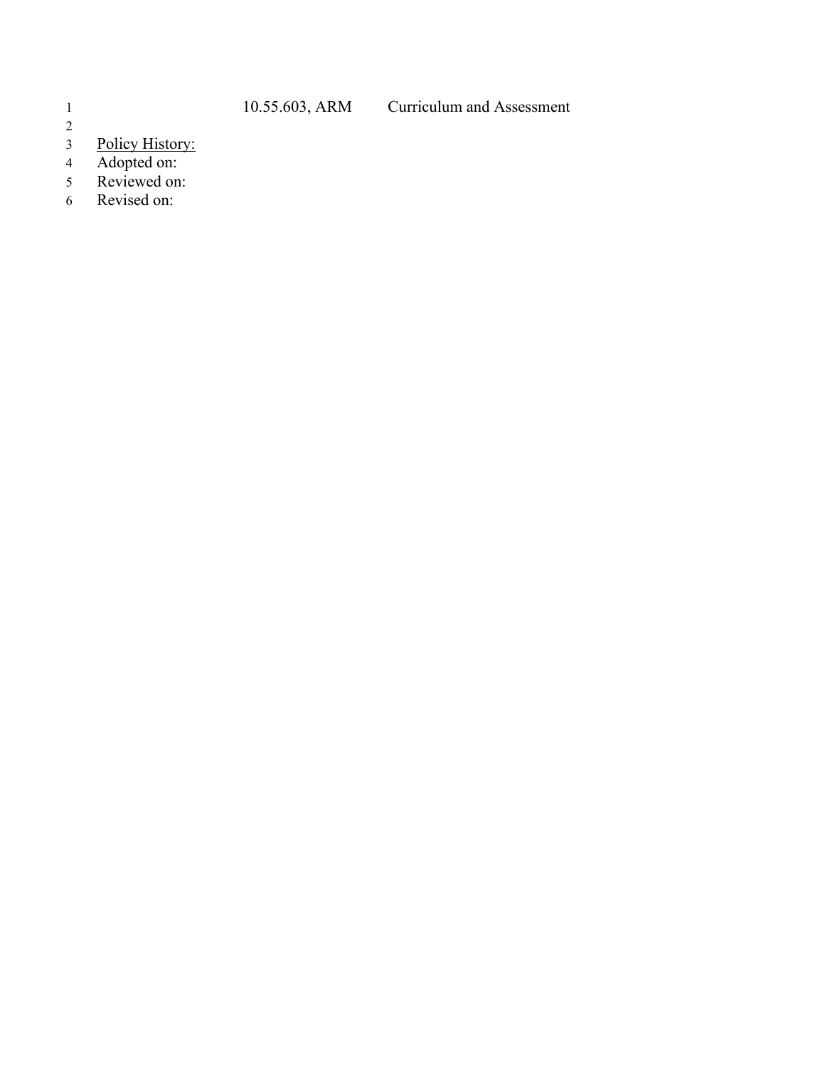10.55.603, ARM Curriculum and Assessment

<u>Policy History:</u>
Adopted on:
Reviewed on:
Revised on: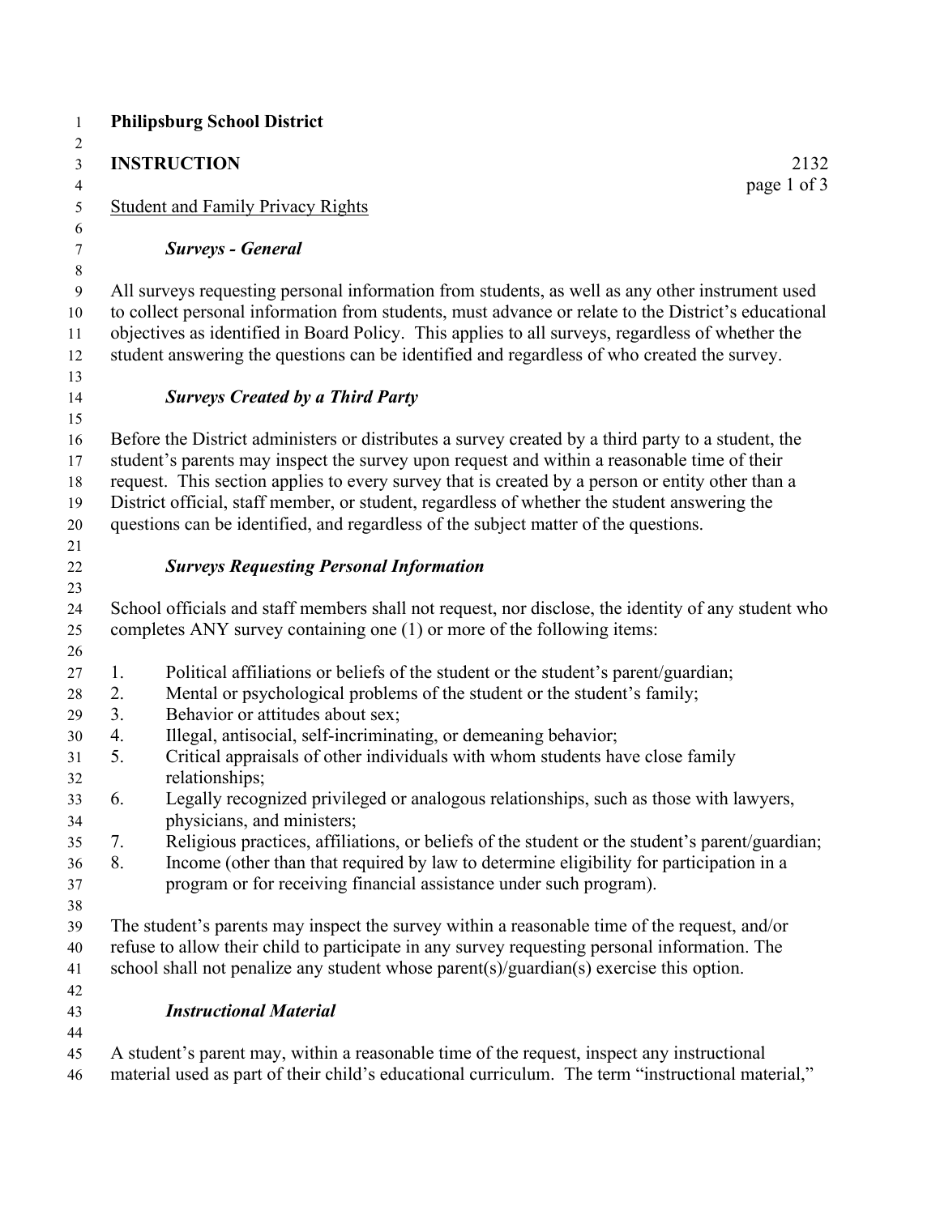**Philipsburg School District**

**INSTRUCTION** 2132

Student and Family Privacy Rights

***Surveys - General***

All surveys requesting personal information from students, as well as any other instrument used to collect personal information from students, must advance or relate to the District's educational objectives as identified in Board Policy. This applies to all surveys, regardless of whether the student answering the questions can be identified and regardless of who created the survey.

***Surveys Created by a Third Party***

Before the District administers or distributes a survey created by a third party to a student, the student's parents may inspect the survey upon request and within a reasonable time of their request. This section applies to every survey that is created by a person or entity other than a District official, staff member, or student, regardless of whether the student answering the questions can be identified, and regardless of the subject matter of the questions.

***Surveys Requesting Personal Information***

School officials and staff members shall not request, nor disclose, the identity of any student who completes ANY survey containing one (1) or more of the following items:

1. Political affiliations or beliefs of the student or the student's parent/guardian;
2. Mental or psychological problems of the student or the student's family;
3. Behavior or attitudes about sex;
4. Illegal, antisocial, self-incriminating, or demeaning behavior;
5. Critical appraisals of other individuals with whom students have close family relationships;
6. Legally recognized privileged or analogous relationships, such as those with lawyers, physicians, and ministers;
7. Religious practices, affiliations, or beliefs of the student or the student's parent/guardian;
8. Income (other than that required by law to determine eligibility for participation in a program or for receiving financial assistance under such program).

The student's parents may inspect the survey within a reasonable time of the request, and/or refuse to allow their child to participate in any survey requesting personal information. The school shall not penalize any student whose parent(s)/guardian(s) exercise this option.

***Instructional Material***

A student's parent may, within a reasonable time of the request, inspect any instructional material used as part of their child's educational curriculum. The term "instructional material,"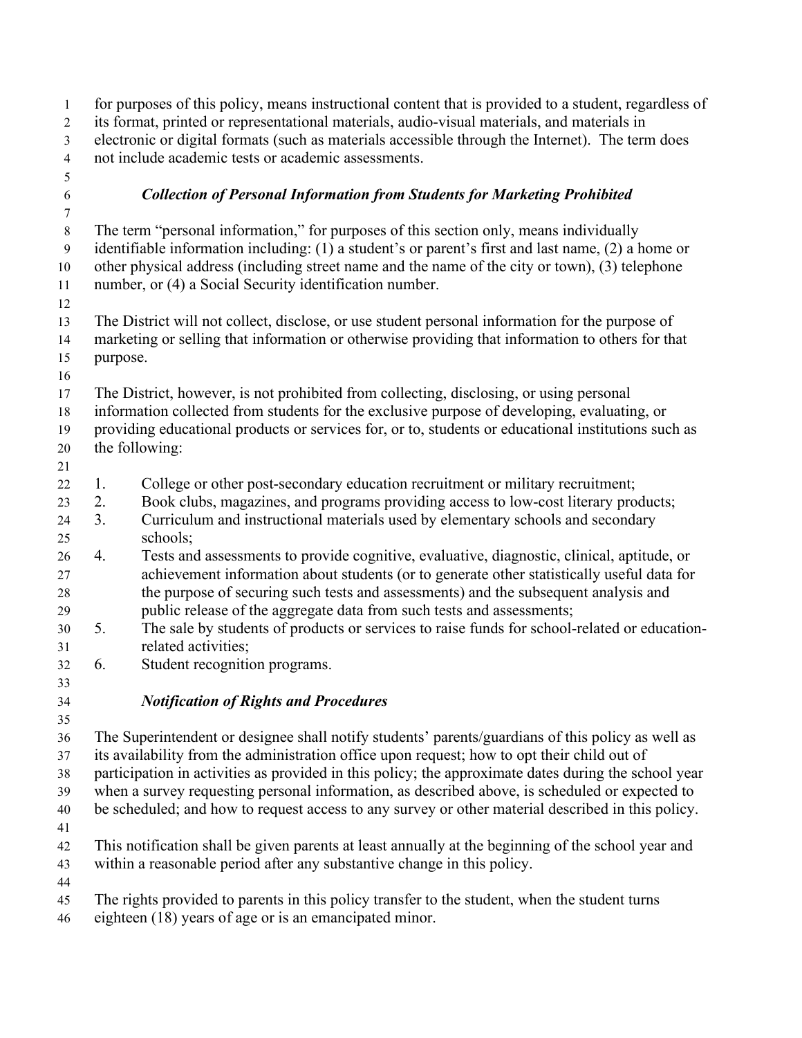for purposes of this policy, means instructional content that is provided to a student, regardless of its format, printed or representational materials, audio-visual materials, and materials in electronic or digital formats (such as materials accessible through the Internet). The term does not include academic tests or academic assessments.

### *Collection of Personal Information from Students for Marketing Prohibited*

The term "personal information," for purposes of this section only, means individually identifiable information including: (1) a student's or parent's first and last name, (2) a home or other physical address (including street name and the name of the city or town), (3) telephone number, or (4) a Social Security identification number.

The District will not collect, disclose, or use student personal information for the purpose of marketing or selling that information or otherwise providing that information to others for that purpose.

The District, however, is not prohibited from collecting, disclosing, or using personal information collected from students for the exclusive purpose of developing, evaluating, or providing educational products or services for, or to, students or educational institutions such as the following:

1. College or other post-secondary education recruitment or military recruitment;
2. Book clubs, magazines, and programs providing access to low-cost literary products;
3. Curriculum and instructional materials used by elementary schools and secondary schools;
4. Tests and assessments to provide cognitive, evaluative, diagnostic, clinical, aptitude, or achievement information about students (or to generate other statistically useful data for the purpose of securing such tests and assessments) and the subsequent analysis and public release of the aggregate data from such tests and assessments;
5. The sale by students of products or services to raise funds for school-related or education-related activities;
6. Student recognition programs.

### *Notification of Rights and Procedures*

The Superintendent or designee shall notify students' parents/guardians of this policy as well as its availability from the administration office upon request; how to opt their child out of participation in activities as provided in this policy; the approximate dates during the school year when a survey requesting personal information, as described above, is scheduled or expected to be scheduled; and how to request access to any survey or other material described in this policy.

This notification shall be given parents at least annually at the beginning of the school year and within a reasonable period after any substantive change in this policy.

The rights provided to parents in this policy transfer to the student, when the student turns eighteen (18) years of age or is an emancipated minor.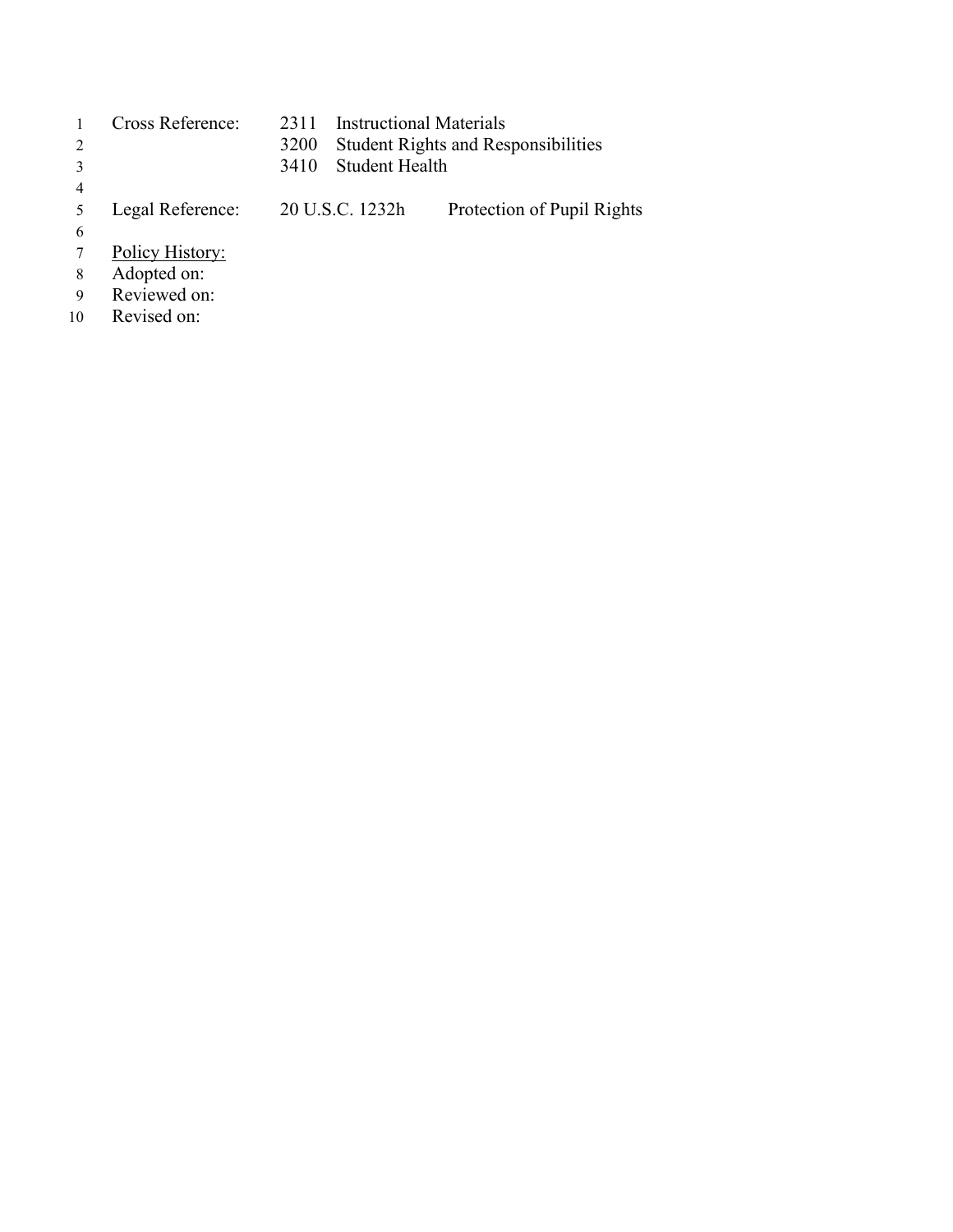Cross Reference: 2311 Instructional Materials
3200 Student Rights and Responsibilities
3410 Student Health

Legal Reference: 20 U.S.C. 1232h Protection of Pupil Rights

Policy History:
Adopted on:
Reviewed on:
Revised on: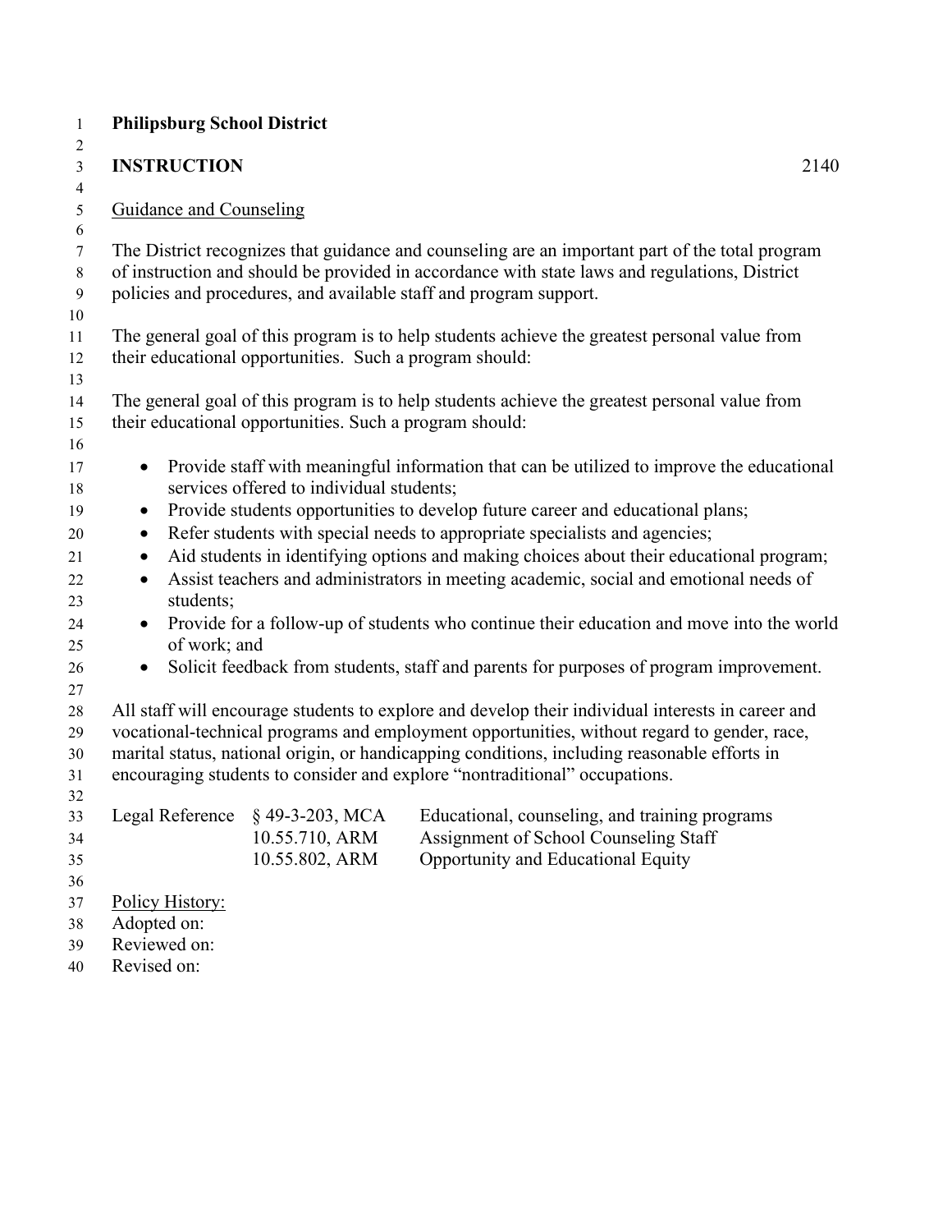**Philipsburg School District**

**INSTRUCTION** 2140

Guidance and Counseling

The District recognizes that guidance and counseling are an important part of the total program of instruction and should be provided in accordance with state laws and regulations, District policies and procedures, and available staff and program support.

The general goal of this program is to help students achieve the greatest personal value from their educational opportunities. Such a program should:

The general goal of this program is to help students achieve the greatest personal value from their educational opportunities. Such a program should:

- Provide staff with meaningful information that can be utilized to improve the educational services offered to individual students;
- Provide students opportunities to develop future career and educational plans;
- Refer students with special needs to appropriate specialists and agencies;
- Aid students in identifying options and making choices about their educational program;
- Assist teachers and administrators in meeting academic, social and emotional needs of students;
- Provide for a follow-up of students who continue their education and move into the world of work; and
- Solicit feedback from students, staff and parents for purposes of program improvement.

All staff will encourage students to explore and develop their individual interests in career and vocational-technical programs and employment opportunities, without regard to gender, race, marital status, national origin, or handicapping conditions, including reasonable efforts in encouraging students to consider and explore "nontraditional" occupations.

| Legal Reference | § 49-3-203, MCA | Educational, counseling, and training programs |
|---|---|---|
| | 10.55.710, ARM | Assignment of School Counseling Staff |
| | 10.55.802, ARM | Opportunity and Educational Equity |

Policy History:
Adopted on:
Reviewed on:
Revised on: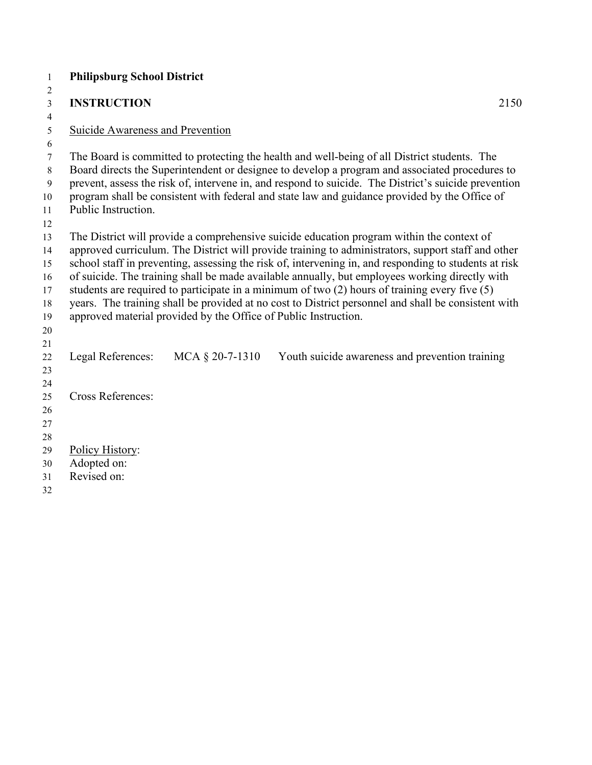**Philipsburg School District**

**INSTRUCTION** 2150

Suicide Awareness and Prevention

The Board is committed to protecting the health and well-being of all District students. The Board directs the Superintendent or designee to develop a program and associated procedures to prevent, assess the risk of, intervene in, and respond to suicide. The District's suicide prevention program shall be consistent with federal and state law and guidance provided by the Office of Public Instruction.

The District will provide a comprehensive suicide education program within the context of approved curriculum. The District will provide training to administrators, support staff and other school staff in preventing, assessing the risk of, intervening in, and responding to students at risk of suicide. The training shall be made available annually, but employees working directly with students are required to participate in a minimum of two (2) hours of training every five (5) years. The training shall be provided at no cost to District personnel and shall be consistent with approved material provided by the Office of Public Instruction.

Legal References: MCA § 20-7-1310 Youth suicide awareness and prevention training

Cross References:

Policy History:
Adopted on:
Revised on: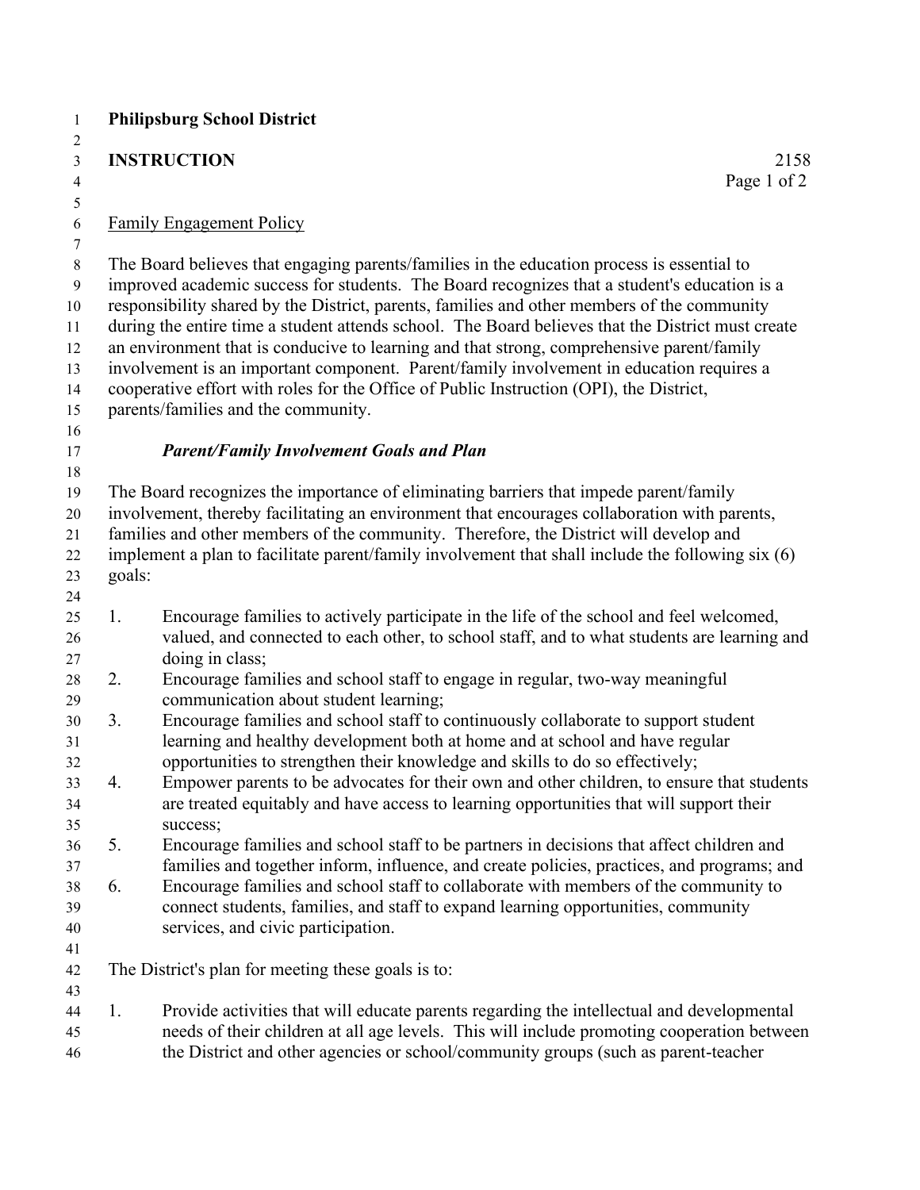**Philipsburg School District**

**INSTRUCTION** 2158

Family Engagement Policy

The Board believes that engaging parents/families in the education process is essential to improved academic success for students. The Board recognizes that a student's education is a responsibility shared by the District, parents, families and other members of the community during the entire time a student attends school. The Board believes that the District must create an environment that is conducive to learning and that strong, comprehensive parent/family involvement is an important component. Parent/family involvement in education requires a cooperative effort with roles for the Office of Public Instruction (OPI), the District, parents/families and the community.

***Parent/Family Involvement Goals and Plan***

The Board recognizes the importance of eliminating barriers that impede parent/family involvement, thereby facilitating an environment that encourages collaboration with parents, families and other members of the community. Therefore, the District will develop and implement a plan to facilitate parent/family involvement that shall include the following six (6) goals:

1. Encourage families to actively participate in the life of the school and feel welcomed, valued, and connected to each other, to school staff, and to what students are learning and doing in class;
2. Encourage families and school staff to engage in regular, two-way meaningful communication about student learning;
3. Encourage families and school staff to continuously collaborate to support student learning and healthy development both at home and at school and have regular opportunities to strengthen their knowledge and skills to do so effectively;
4. Empower parents to be advocates for their own and other children, to ensure that students are treated equitably and have access to learning opportunities that will support their success;
5. Encourage families and school staff to be partners in decisions that affect children and families and together inform, influence, and create policies, practices, and programs; and
6. Encourage families and school staff to collaborate with members of the community to connect students, families, and staff to expand learning opportunities, community services, and civic participation.

The District's plan for meeting these goals is to:

1. Provide activities that will educate parents regarding the intellectual and developmental needs of their children at all age levels. This will include promoting cooperation between the District and other agencies or school/community groups (such as parent-teacher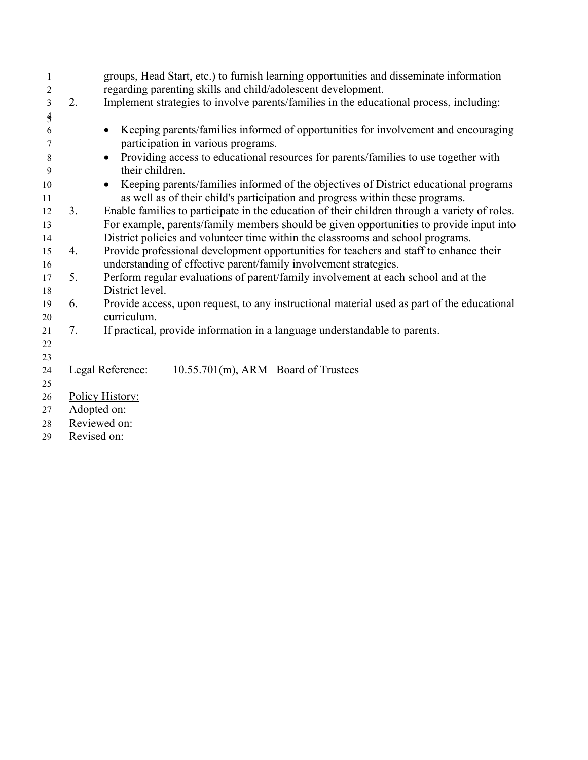groups, Head Start, etc.) to furnish learning opportunities and disseminate information regarding parenting skills and child/adolescent development.

2. Implement strategies to involve parents/families in the educational process, including:

   - Keeping parents/families informed of opportunities for involvement and encouraging participation in various programs.
   - Providing access to educational resources for parents/families to use together with their children.
   - Keeping parents/families informed of the objectives of District educational programs as well as of their child's participation and progress within these programs.

3. Enable families to participate in the education of their children through a variety of roles. For example, parents/family members should be given opportunities to provide input into District policies and volunteer time within the classrooms and school programs.
4. Provide professional development opportunities for teachers and staff to enhance their understanding of effective parent/family involvement strategies.
5. Perform regular evaluations of parent/family involvement at each school and at the District level.
6. Provide access, upon request, to any instructional material used as part of the educational curriculum.
7. If practical, provide information in a language understandable to parents.

Legal Reference: 10.55.701(m), ARM Board of Trustees

Policy History:
Adopted on:
Reviewed on:
Revised on: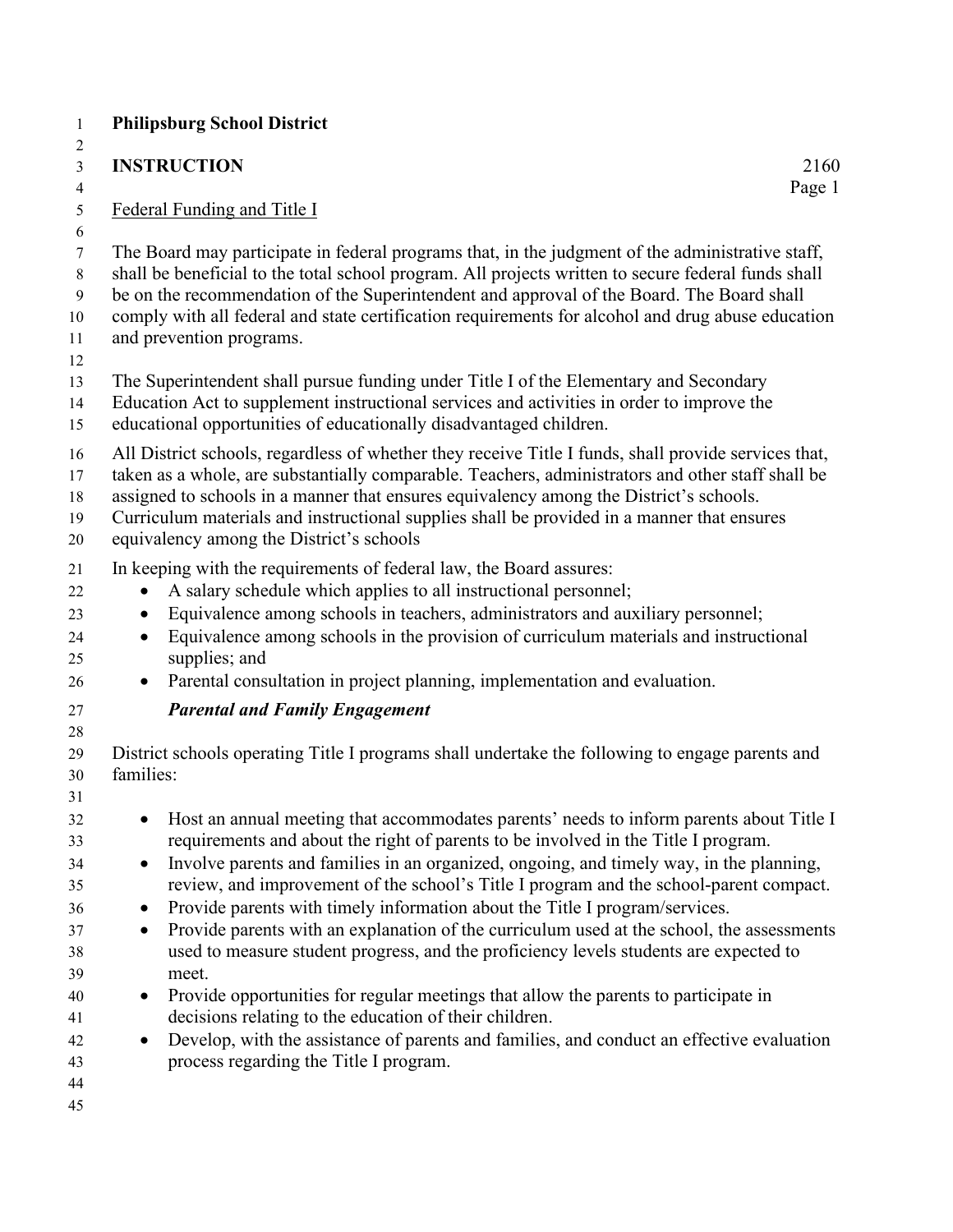**Philipsburg School District**

**INSTRUCTION** 2160

Federal Funding and Title I

The Board may participate in federal programs that, in the judgment of the administrative staff, shall be beneficial to the total school program. All projects written to secure federal funds shall be on the recommendation of the Superintendent and approval of the Board. The Board shall comply with all federal and state certification requirements for alcohol and drug abuse education and prevention programs.

The Superintendent shall pursue funding under Title I of the Elementary and Secondary Education Act to supplement instructional services and activities in order to improve the educational opportunities of educationally disadvantaged children.

All District schools, regardless of whether they receive Title I funds, shall provide services that, taken as a whole, are substantially comparable. Teachers, administrators and other staff shall be assigned to schools in a manner that ensures equivalency among the District's schools. Curriculum materials and instructional supplies shall be provided in a manner that ensures equivalency among the District's schools

In keeping with the requirements of federal law, the Board assures:

- A salary schedule which applies to all instructional personnel;
- Equivalence among schools in teachers, administrators and auxiliary personnel;
- Equivalence among schools in the provision of curriculum materials and instructional supplies; and
- Parental consultation in project planning, implementation and evaluation.

***Parental and Family Engagement***

District schools operating Title I programs shall undertake the following to engage parents and families:

- Host an annual meeting that accommodates parents' needs to inform parents about Title I requirements and about the right of parents to be involved in the Title I program.
- Involve parents and families in an organized, ongoing, and timely way, in the planning, review, and improvement of the school's Title I program and the school-parent compact.
- Provide parents with timely information about the Title I program/services.
- Provide parents with an explanation of the curriculum used at the school, the assessments used to measure student progress, and the proficiency levels students are expected to meet.
- Provide opportunities for regular meetings that allow the parents to participate in decisions relating to the education of their children.
- Develop, with the assistance of parents and families, and conduct an effective evaluation process regarding the Title I program.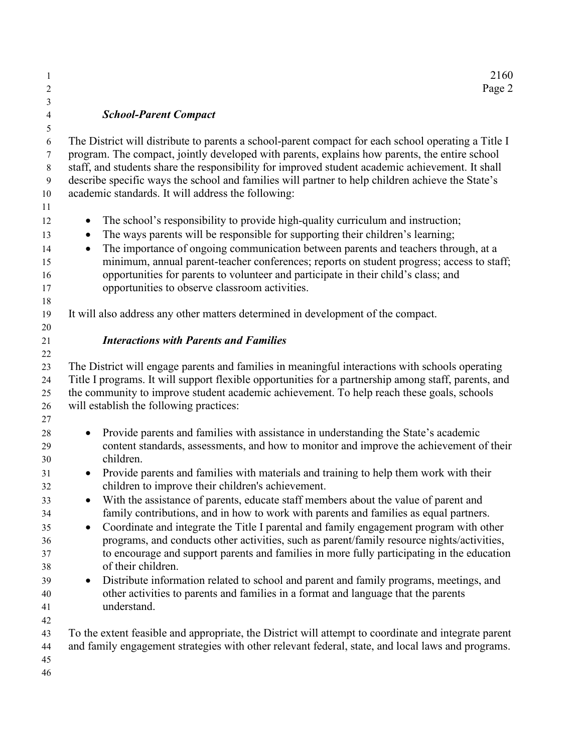### *School-Parent Compact*

The District will distribute to parents a school-parent compact for each school operating a Title I program. The compact, jointly developed with parents, explains how parents, the entire school staff, and students share the responsibility for improved student academic achievement. It shall describe specific ways the school and families will partner to help children achieve the State's academic standards. It will address the following:

- The school's responsibility to provide high-quality curriculum and instruction;
- The ways parents will be responsible for supporting their children's learning;
- The importance of ongoing communication between parents and teachers through, at a minimum, annual parent-teacher conferences; reports on student progress; access to staff; opportunities for parents to volunteer and participate in their child's class; and opportunities to observe classroom activities.

It will also address any other matters determined in development of the compact.

### *Interactions with Parents and Families*

The District will engage parents and families in meaningful interactions with schools operating Title I programs. It will support flexible opportunities for a partnership among staff, parents, and the community to improve student academic achievement. To help reach these goals, schools will establish the following practices:

- Provide parents and families with assistance in understanding the State's academic content standards, assessments, and how to monitor and improve the achievement of their children.
- Provide parents and families with materials and training to help them work with their children to improve their children's achievement.
- With the assistance of parents, educate staff members about the value of parent and family contributions, and in how to work with parents and families as equal partners.
- Coordinate and integrate the Title I parental and family engagement program with other programs, and conducts other activities, such as parent/family resource nights/activities, to encourage and support parents and families in more fully participating in the education of their children.
- Distribute information related to school and parent and family programs, meetings, and other activities to parents and families in a format and language that the parents understand.

To the extent feasible and appropriate, the District will attempt to coordinate and integrate parent and family engagement strategies with other relevant federal, state, and local laws and programs.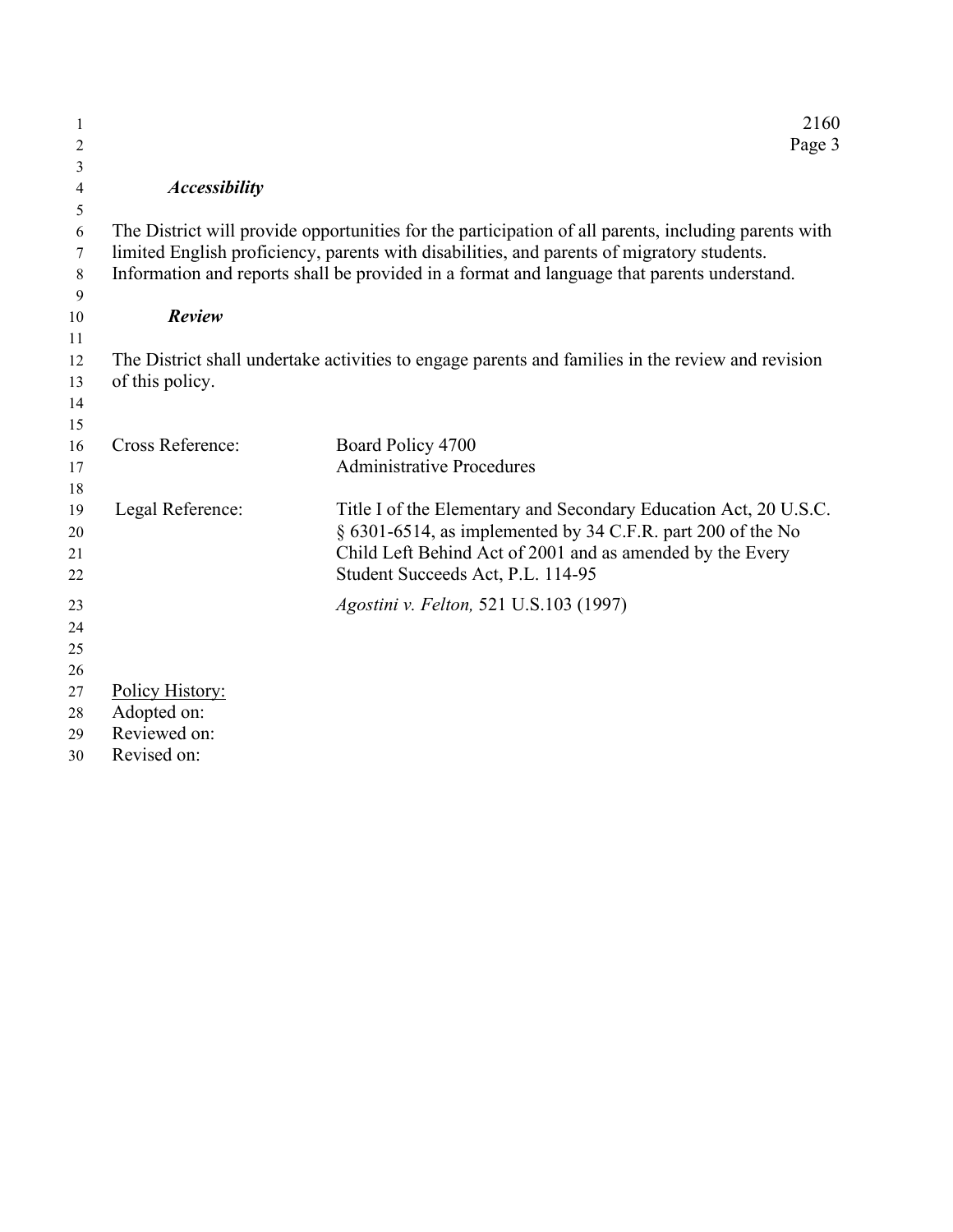### *Accessibility*

The District will provide opportunities for the participation of all parents, including parents with limited English proficiency, parents with disabilities, and parents of migratory students. Information and reports shall be provided in a format and language that parents understand.

### *Review*

The District shall undertake activities to engage parents and families in the review and revision of this policy.

| | |
|---|---|
| Cross Reference: | Board Policy 4700<br>Administrative Procedures |
| Legal Reference: | Title I of the Elementary and Secondary Education Act, 20 U.S.C. § 6301-6514, as implemented by 34 C.F.R. part 200 of the No Child Left Behind Act of 2001 and as amended by the Every Student Succeeds Act, P.L. 114-95 |
| | *Agostini v. Felton,* 521 U.S.103 (1997) |

Policy History:
Adopted on:
Reviewed on:
Revised on: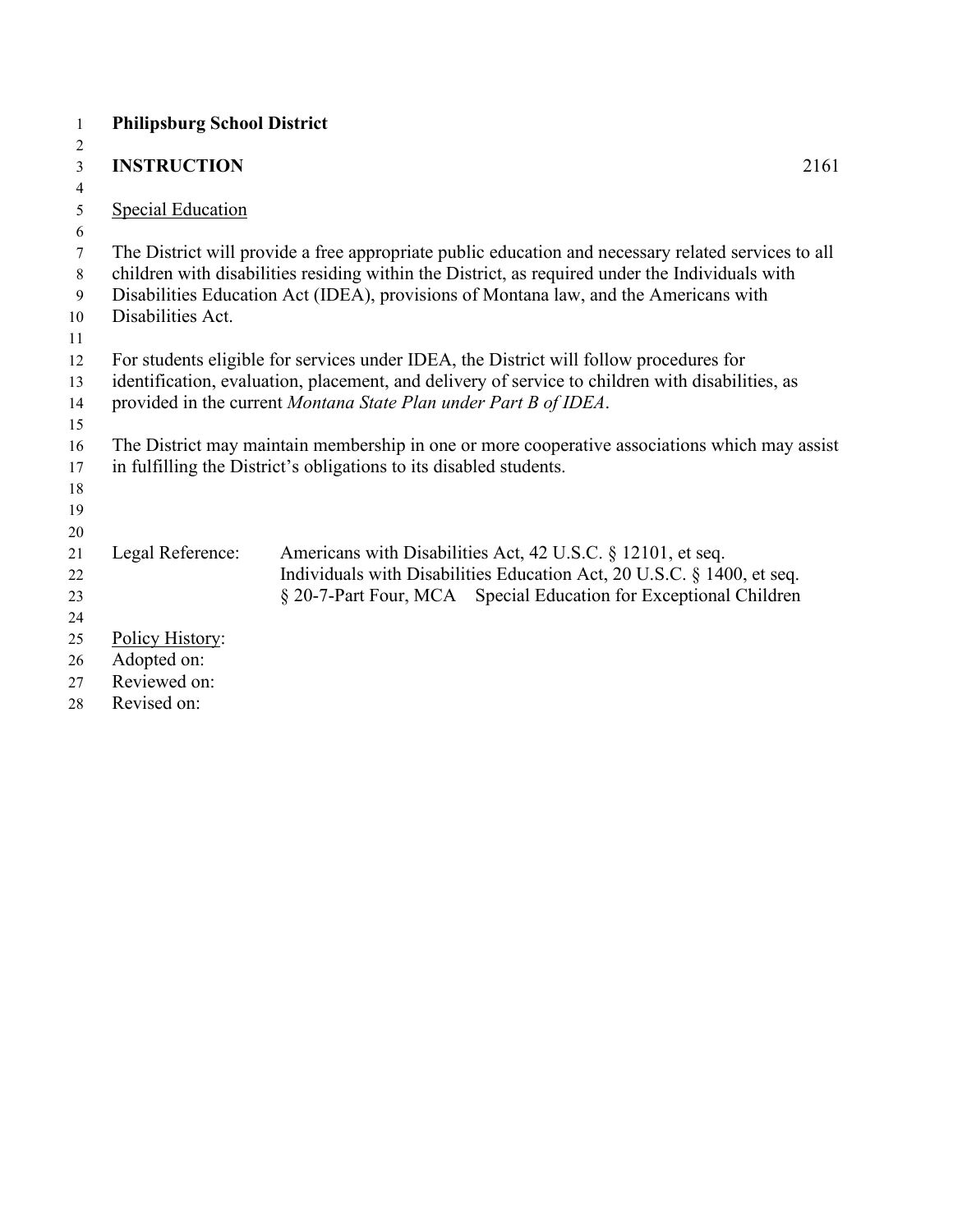**Philipsburg School District**

**INSTRUCTION** 2161

Special Education

The District will provide a free appropriate public education and necessary related services to all children with disabilities residing within the District, as required under the Individuals with Disabilities Education Act (IDEA), provisions of Montana law, and the Americans with Disabilities Act.

For students eligible for services under IDEA, the District will follow procedures for identification, evaluation, placement, and delivery of service to children with disabilities, as provided in the current *Montana State Plan under Part B of IDEA*.

The District may maintain membership in one or more cooperative associations which may assist in fulfilling the District's obligations to its disabled students.

Legal Reference: Americans with Disabilities Act, 42 U.S.C. § 12101, et seq.
Individuals with Disabilities Education Act, 20 U.S.C. § 1400, et seq.
§ 20-7-Part Four, MCA Special Education for Exceptional Children

Policy History:
Adopted on:
Reviewed on:
Revised on: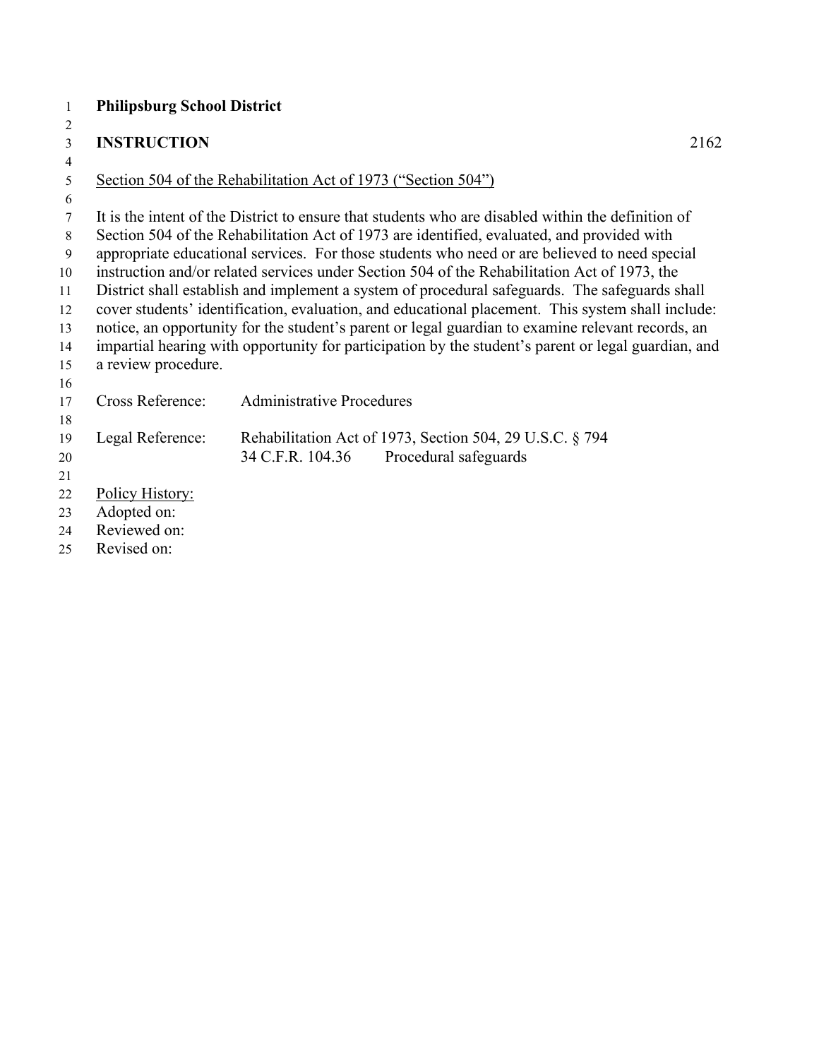**Philipsburg School District**

**INSTRUCTION** 2162

Section 504 of the Rehabilitation Act of 1973 (“Section 504”)

It is the intent of the District to ensure that students who are disabled within the definition of Section 504 of the Rehabilitation Act of 1973 are identified, evaluated, and provided with appropriate educational services. For those students who need or are believed to need special instruction and/or related services under Section 504 of the Rehabilitation Act of 1973, the District shall establish and implement a system of procedural safeguards. The safeguards shall cover students' identification, evaluation, and educational placement. This system shall include: notice, an opportunity for the student's parent or legal guardian to examine relevant records, an impartial hearing with opportunity for participation by the student's parent or legal guardian, and a review procedure.

Cross Reference: Administrative Procedures

Legal Reference: Rehabilitation Act of 1973, Section 504, 29 U.S.C. § 794
34 C.F.R. 104.36 Procedural safeguards

Policy History:
Adopted on:
Reviewed on:
Revised on: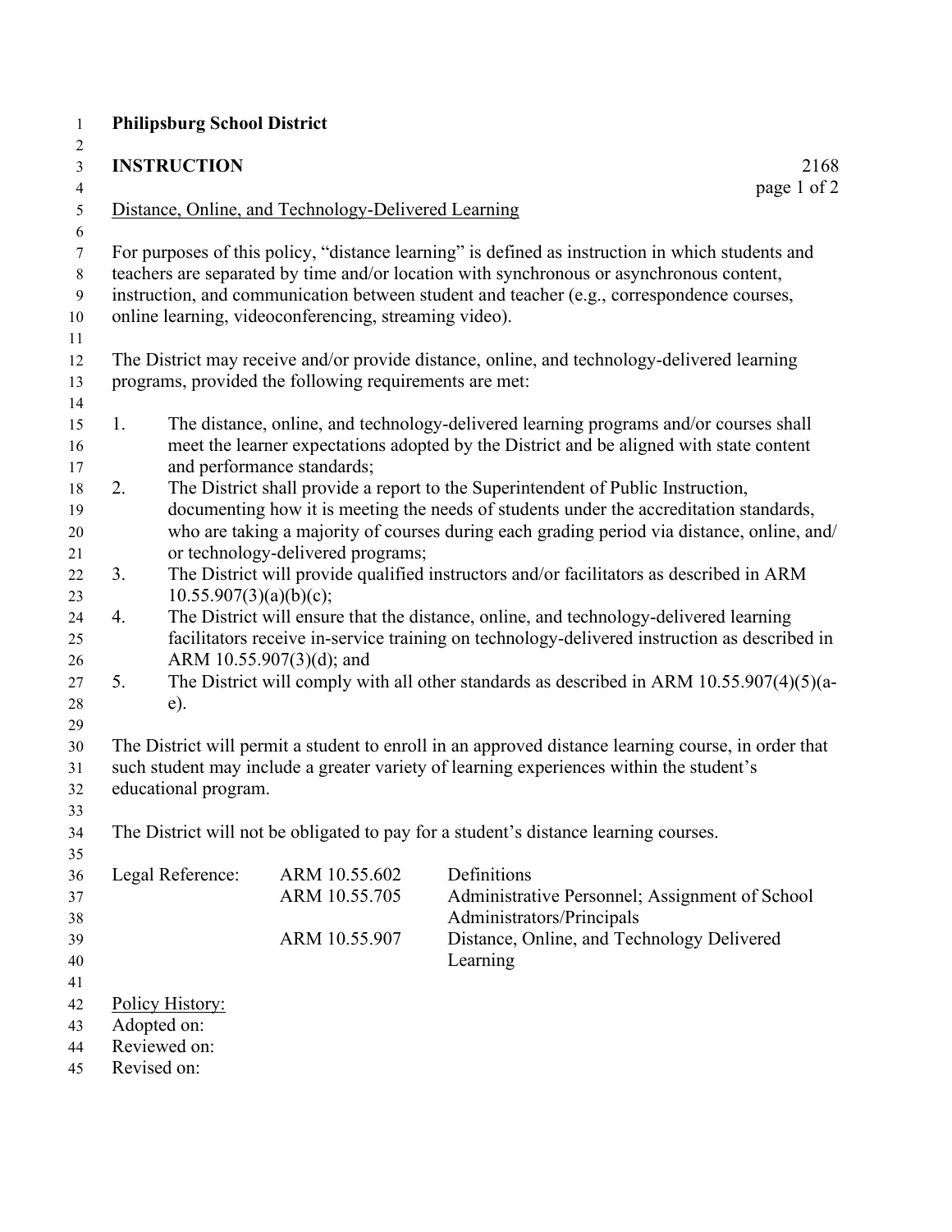**Philipsburg School District**

**INSTRUCTION** 2168

Distance, Online, and Technology-Delivered Learning

For purposes of this policy, "distance learning" is defined as instruction in which students and teachers are separated by time and/or location with synchronous or asynchronous content, instruction, and communication between student and teacher (e.g., correspondence courses, online learning, videoconferencing, streaming video).

The District may receive and/or provide distance, online, and technology-delivered learning programs, provided the following requirements are met:

1. The distance, online, and technology-delivered learning programs and/or courses shall meet the learner expectations adopted by the District and be aligned with state content and performance standards;
2. The District shall provide a report to the Superintendent of Public Instruction, documenting how it is meeting the needs of students under the accreditation standards, who are taking a majority of courses during each grading period via distance, online, and/or technology-delivered programs;
3. The District will provide qualified instructors and/or facilitators as described in ARM 10.55.907(3)(a)(b)(c);
4. The District will ensure that the distance, online, and technology-delivered learning facilitators receive in-service training on technology-delivered instruction as described in ARM 10.55.907(3)(d); and
5. The District will comply with all other standards as described in ARM 10.55.907(4)(5)(a-e).

The District will permit a student to enroll in an approved distance learning course, in order that such student may include a greater variety of learning experiences within the student's educational program.

The District will not be obligated to pay for a student's distance learning courses.

| Legal Reference: | ARM 10.55.602 | Definitions |
|---|---|---|
| | ARM 10.55.705 | Administrative Personnel; Assignment of School Administrators/Principals |
| | ARM 10.55.907 | Distance, Online, and Technology Delivered Learning |

Policy History:
Adopted on:
Reviewed on:
Revised on: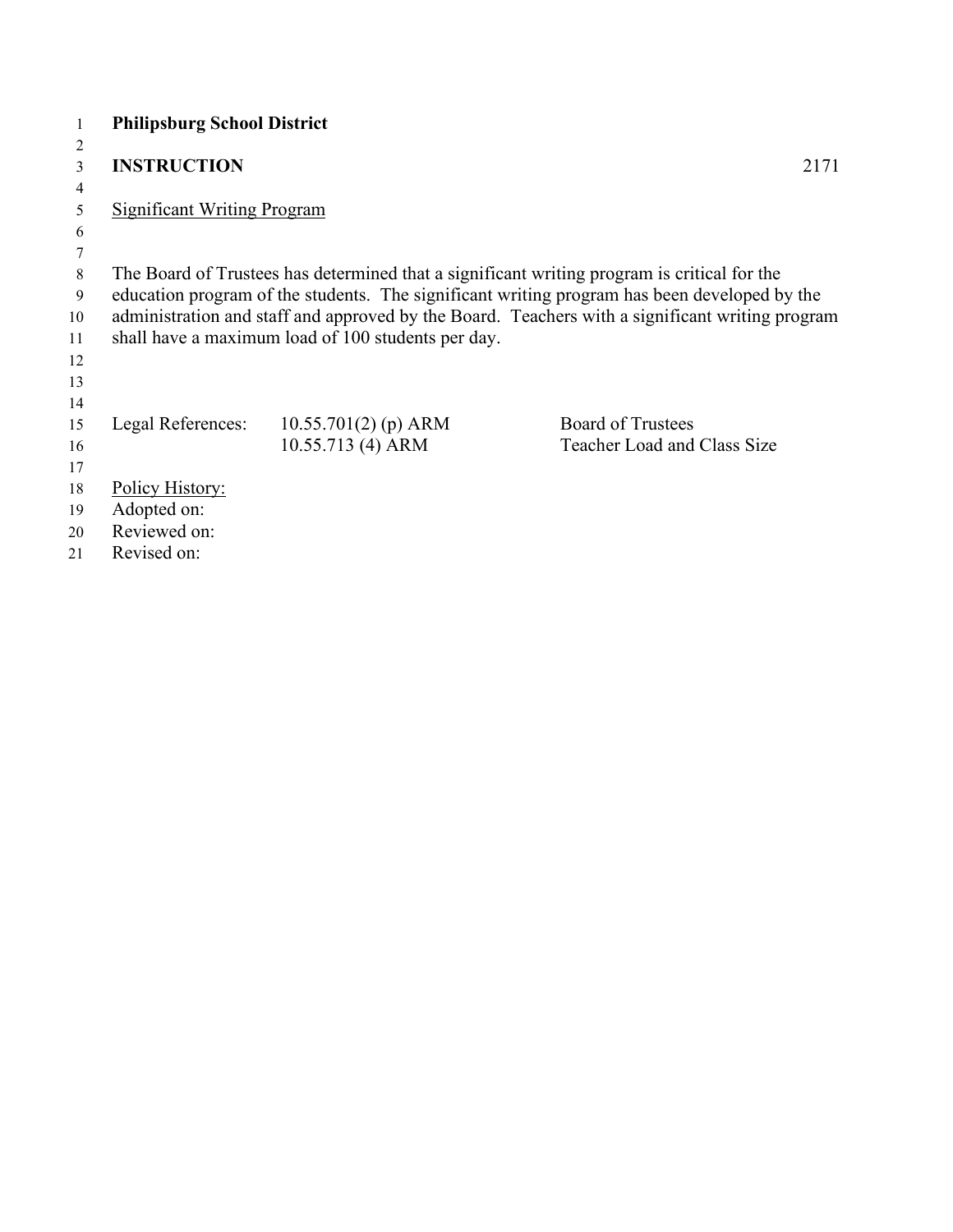**Philipsburg School District**

**INSTRUCTION** 2171

Significant Writing Program

The Board of Trustees has determined that a significant writing program is critical for the education program of the students. The significant writing program has been developed by the administration and staff and approved by the Board. Teachers with a significant writing program shall have a maximum load of 100 students per day.

| Legal References: | 10.55.701(2) (p) ARM | Board of Trustees |
|---|---|---|
| | 10.55.713 (4) ARM | Teacher Load and Class Size |

Policy History:
Adopted on:
Reviewed on:
Revised on: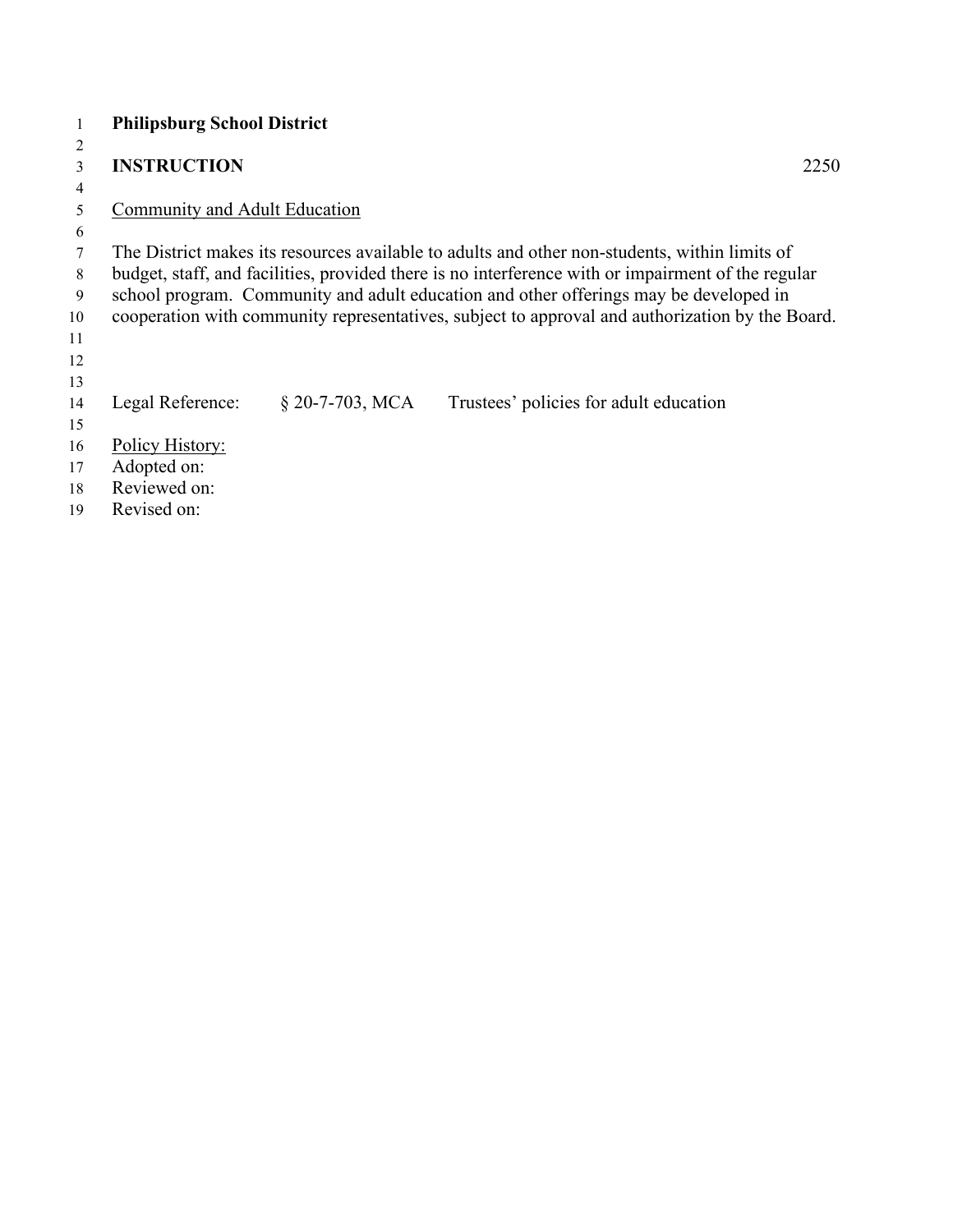**Philipsburg School District**

**INSTRUCTION** 2250

Community and Adult Education

The District makes its resources available to adults and other non-students, within limits of budget, staff, and facilities, provided there is no interference with or impairment of the regular school program. Community and adult education and other offerings may be developed in cooperation with community representatives, subject to approval and authorization by the Board.

Legal Reference: § 20-7-703, MCA Trustees' policies for adult education

Policy History:
Adopted on:
Reviewed on:
Revised on: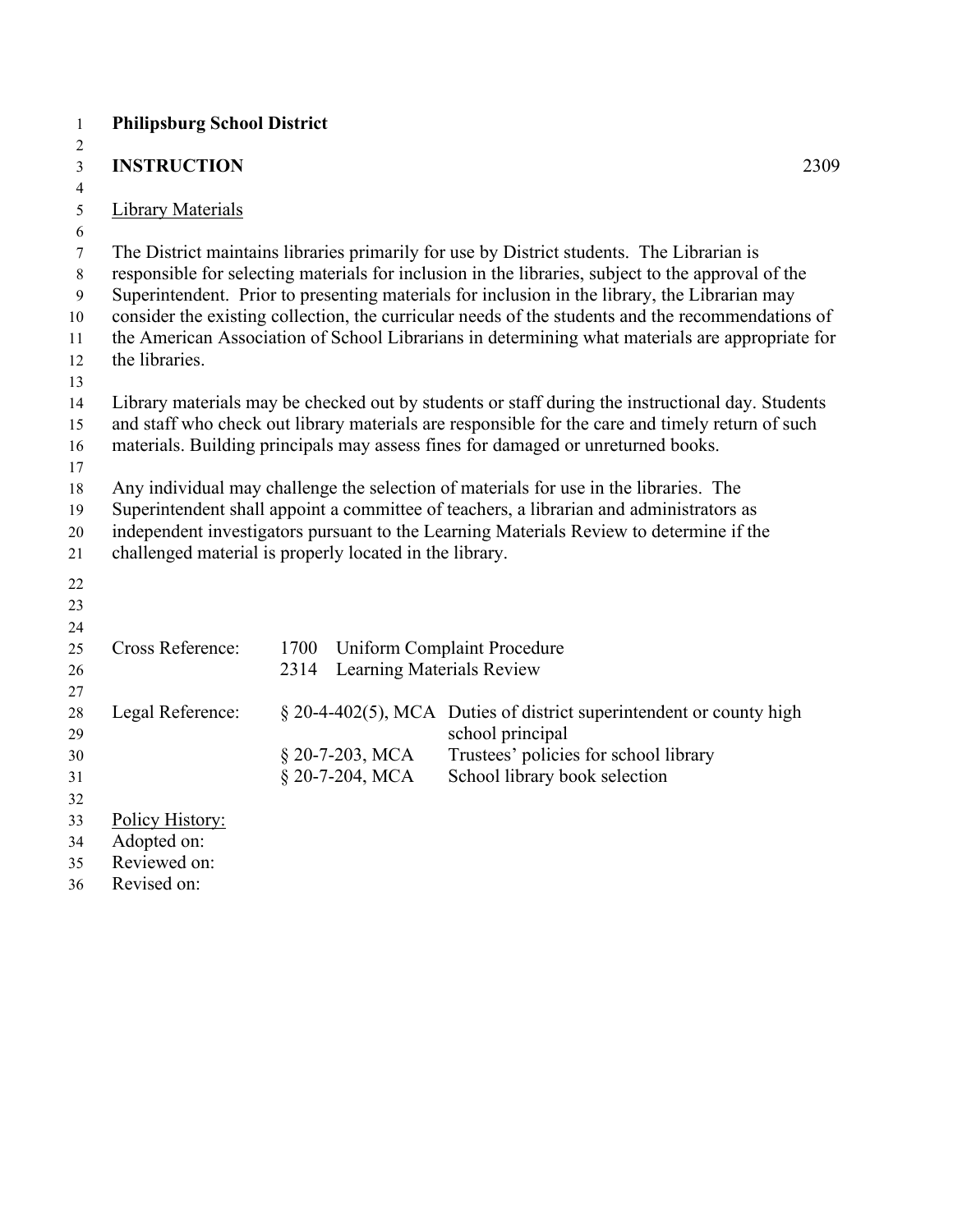**Philipsburg School District**

**INSTRUCTION** 2309

Library Materials

The District maintains libraries primarily for use by District students. The Librarian is responsible for selecting materials for inclusion in the libraries, subject to the approval of the Superintendent. Prior to presenting materials for inclusion in the library, the Librarian may consider the existing collection, the curricular needs of the students and the recommendations of the American Association of School Librarians in determining what materials are appropriate for the libraries.

Library materials may be checked out by students or staff during the instructional day. Students and staff who check out library materials are responsible for the care and timely return of such materials. Building principals may assess fines for damaged or unreturned books.

Any individual may challenge the selection of materials for use in the libraries. The Superintendent shall appoint a committee of teachers, a librarian and administrators as independent investigators pursuant to the Learning Materials Review to determine if the challenged material is properly located in the library.

| | | |
|---|---|---|
| Cross Reference: | 1700 | Uniform Complaint Procedure |
| | 2314 | Learning Materials Review |
| Legal Reference: | § 20-4-402(5), MCA | Duties of district superintendent or county high school principal |
| | § 20-7-203, MCA | Trustees' policies for school library |
| | § 20-7-204, MCA | School library book selection |

Policy History:
Adopted on:
Reviewed on:
Revised on: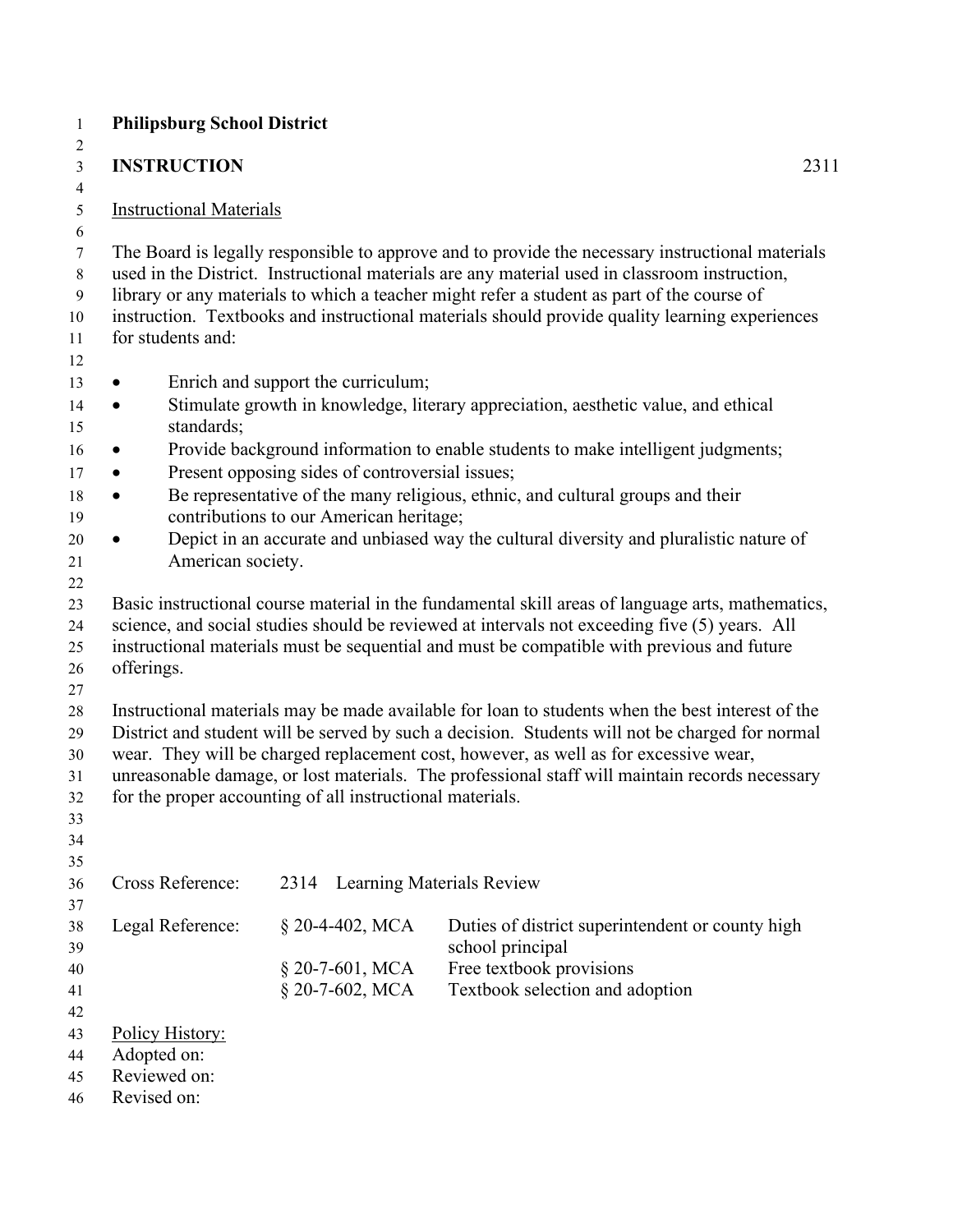**Philipsburg School District**

**INSTRUCTION** 2311

Instructional Materials

The Board is legally responsible to approve and to provide the necessary instructional materials used in the District. Instructional materials are any material used in classroom instruction, library or any materials to which a teacher might refer a student as part of the course of instruction. Textbooks and instructional materials should provide quality learning experiences for students and:

- Enrich and support the curriculum;
- Stimulate growth in knowledge, literary appreciation, aesthetic value, and ethical standards;
- Provide background information to enable students to make intelligent judgments;
- Present opposing sides of controversial issues;
- Be representative of the many religious, ethnic, and cultural groups and their contributions to our American heritage;
- Depict in an accurate and unbiased way the cultural diversity and pluralistic nature of American society.

Basic instructional course material in the fundamental skill areas of language arts, mathematics, science, and social studies should be reviewed at intervals not exceeding five (5) years. All instructional materials must be sequential and must be compatible with previous and future offerings.

Instructional materials may be made available for loan to students when the best interest of the District and student will be served by such a decision. Students will not be charged for normal wear. They will be charged replacement cost, however, as well as for excessive wear, unreasonable damage, or lost materials. The professional staff will maintain records necessary for the proper accounting of all instructional materials.

| | | |
|---|---|---|
| Cross Reference: | 2314 Learning Materials Review | |
| Legal Reference: | § 20-4-402, MCA | Duties of district superintendent or county high school principal |
| | § 20-7-601, MCA | Free textbook provisions |
| | § 20-7-602, MCA | Textbook selection and adoption |

Policy History:
Adopted on:
Reviewed on:
Revised on: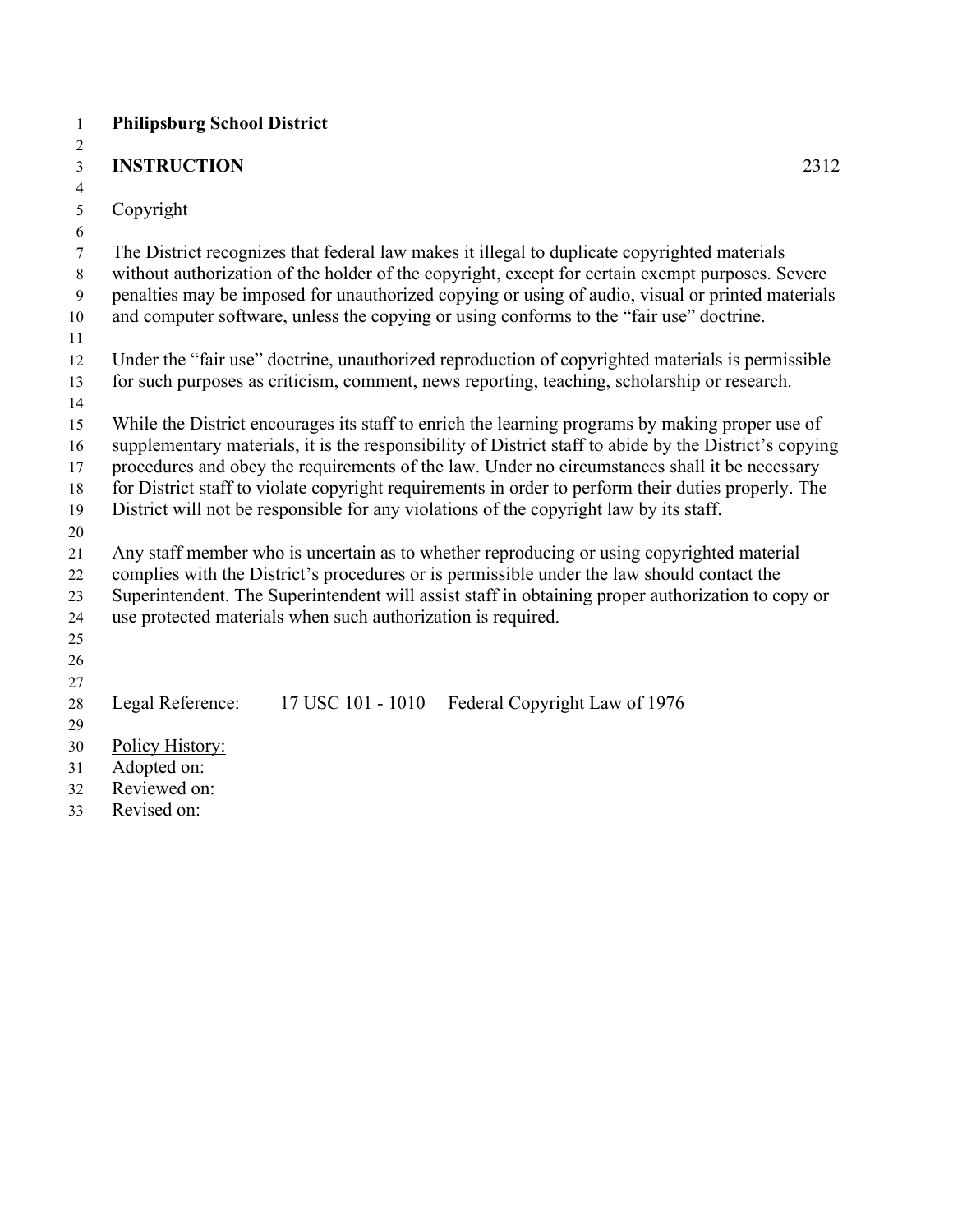**Philipsburg School District**

**INSTRUCTION** 2312

Copyright

The District recognizes that federal law makes it illegal to duplicate copyrighted materials without authorization of the holder of the copyright, except for certain exempt purposes. Severe penalties may be imposed for unauthorized copying or using of audio, visual or printed materials and computer software, unless the copying or using conforms to the "fair use" doctrine.

Under the "fair use" doctrine, unauthorized reproduction of copyrighted materials is permissible for such purposes as criticism, comment, news reporting, teaching, scholarship or research.

While the District encourages its staff to enrich the learning programs by making proper use of supplementary materials, it is the responsibility of District staff to abide by the District's copying procedures and obey the requirements of the law. Under no circumstances shall it be necessary for District staff to violate copyright requirements in order to perform their duties properly. The District will not be responsible for any violations of the copyright law by its staff.

Any staff member who is uncertain as to whether reproducing or using copyrighted material complies with the District's procedures or is permissible under the law should contact the Superintendent. The Superintendent will assist staff in obtaining proper authorization to copy or use protected materials when such authorization is required.

Legal Reference: 17 USC 101 - 1010 Federal Copyright Law of 1976

Policy History:
Adopted on:
Reviewed on:
Revised on: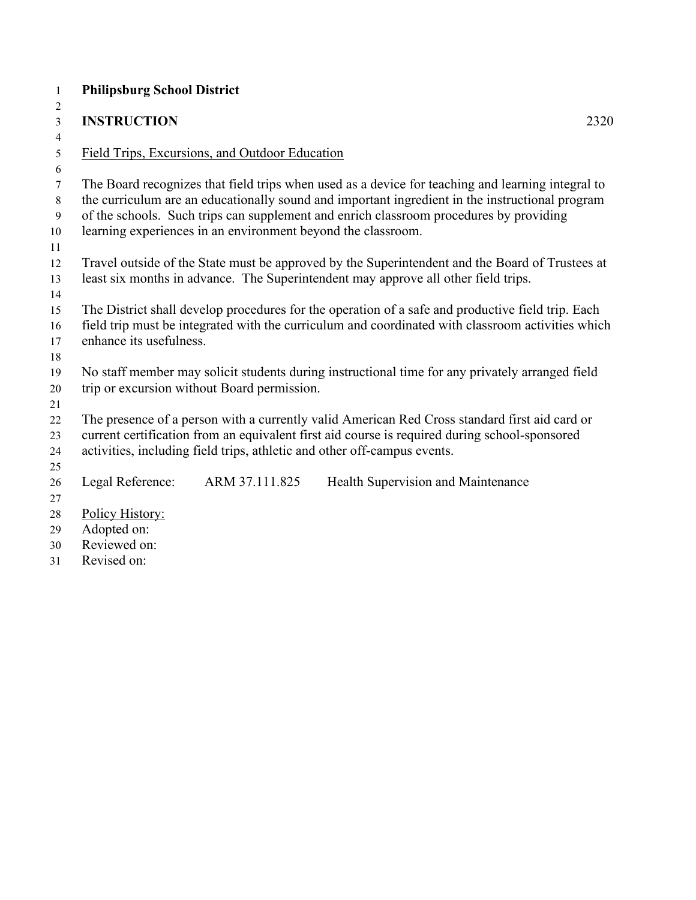**Philipsburg School District**

**INSTRUCTION** 2320

Field Trips, Excursions, and Outdoor Education

The Board recognizes that field trips when used as a device for teaching and learning integral to the curriculum are an educationally sound and important ingredient in the instructional program of the schools. Such trips can supplement and enrich classroom procedures by providing learning experiences in an environment beyond the classroom.

Travel outside of the State must be approved by the Superintendent and the Board of Trustees at least six months in advance. The Superintendent may approve all other field trips.

The District shall develop procedures for the operation of a safe and productive field trip. Each field trip must be integrated with the curriculum and coordinated with classroom activities which enhance its usefulness.

No staff member may solicit students during instructional time for any privately arranged field trip or excursion without Board permission.

The presence of a person with a currently valid American Red Cross standard first aid card or current certification from an equivalent first aid course is required during school-sponsored activities, including field trips, athletic and other off-campus events.

Legal Reference: ARM 37.111.825 Health Supervision and Maintenance

Policy History:
Adopted on:
Reviewed on:
Revised on: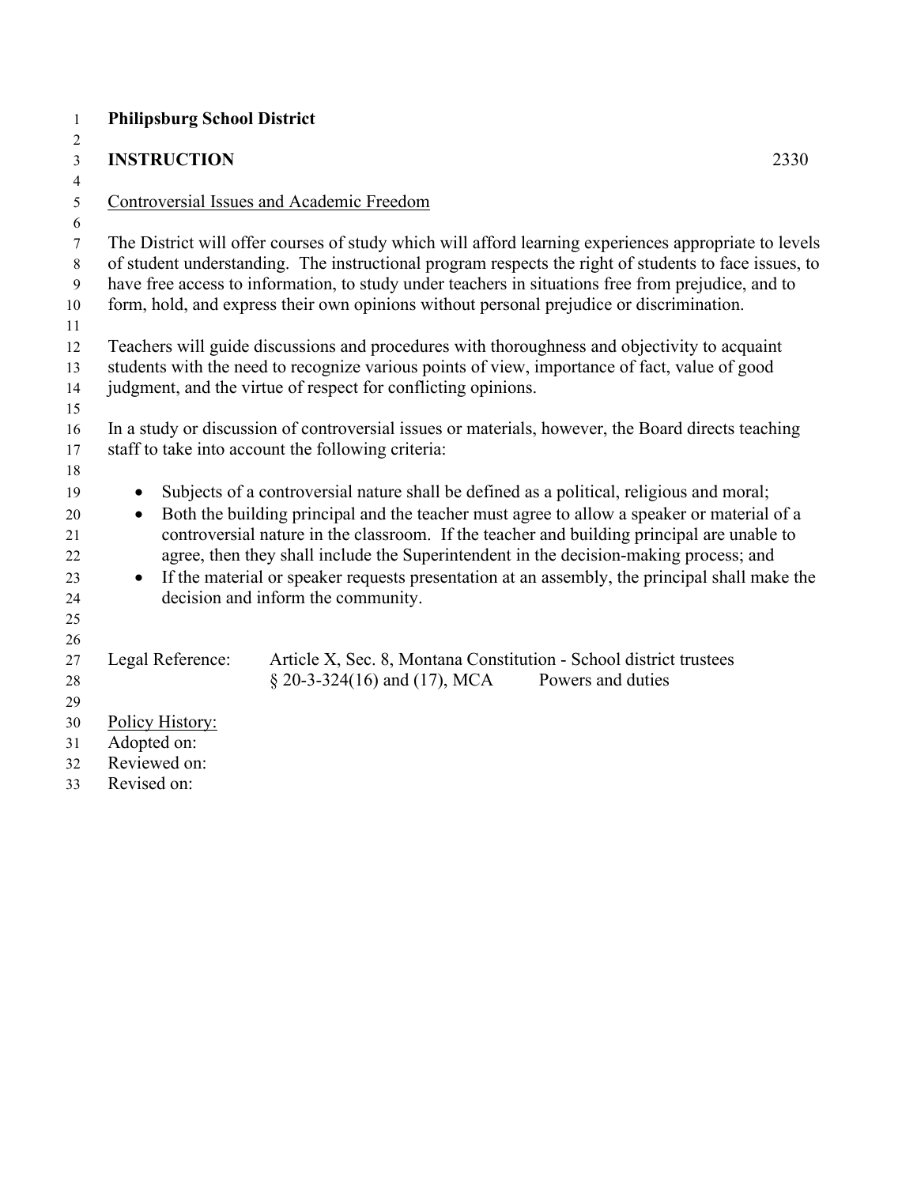**Philipsburg School District**

**INSTRUCTION** 2330

Controversial Issues and Academic Freedom

The District will offer courses of study which will afford learning experiences appropriate to levels of student understanding. The instructional program respects the right of students to face issues, to have free access to information, to study under teachers in situations free from prejudice, and to form, hold, and express their own opinions without personal prejudice or discrimination.

Teachers will guide discussions and procedures with thoroughness and objectivity to acquaint students with the need to recognize various points of view, importance of fact, value of good judgment, and the virtue of respect for conflicting opinions.

In a study or discussion of controversial issues or materials, however, the Board directs teaching staff to take into account the following criteria:

- Subjects of a controversial nature shall be defined as a political, religious and moral;
- Both the building principal and the teacher must agree to allow a speaker or material of a controversial nature in the classroom. If the teacher and building principal are unable to agree, then they shall include the Superintendent in the decision-making process; and
- If the material or speaker requests presentation at an assembly, the principal shall make the decision and inform the community.

| Legal Reference: | | |
|---|---|---|
| | Article X, Sec. 8, Montana Constitution - School district trustees | |
| | § 20-3-324(16) and (17), MCA | Powers and duties |

Policy History:
Adopted on:
Reviewed on:
Revised on: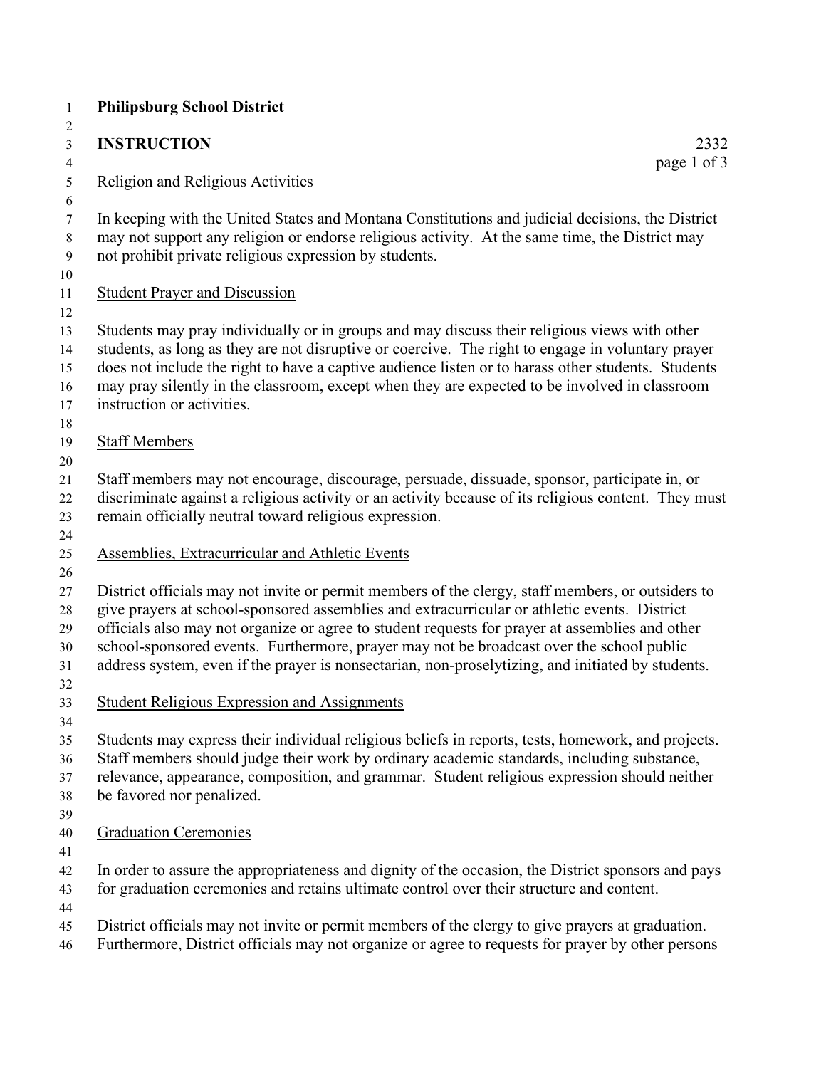**Philipsburg School District**

**INSTRUCTION** 2332

Religion and Religious Activities

In keeping with the United States and Montana Constitutions and judicial decisions, the District may not support any religion or endorse religious activity. At the same time, the District may not prohibit private religious expression by students.

Student Prayer and Discussion

Students may pray individually or in groups and may discuss their religious views with other students, as long as they are not disruptive or coercive. The right to engage in voluntary prayer does not include the right to have a captive audience listen or to harass other students. Students may pray silently in the classroom, except when they are expected to be involved in classroom instruction or activities.

Staff Members

Staff members may not encourage, discourage, persuade, dissuade, sponsor, participate in, or discriminate against a religious activity or an activity because of its religious content. They must remain officially neutral toward religious expression.

Assemblies, Extracurricular and Athletic Events

District officials may not invite or permit members of the clergy, staff members, or outsiders to give prayers at school-sponsored assemblies and extracurricular or athletic events. District officials also may not organize or agree to student requests for prayer at assemblies and other school-sponsored events. Furthermore, prayer may not be broadcast over the school public address system, even if the prayer is nonsectarian, non-proselytizing, and initiated by students.

Student Religious Expression and Assignments

Students may express their individual religious beliefs in reports, tests, homework, and projects. Staff members should judge their work by ordinary academic standards, including substance, relevance, appearance, composition, and grammar. Student religious expression should neither be favored nor penalized.

Graduation Ceremonies

In order to assure the appropriateness and dignity of the occasion, the District sponsors and pays for graduation ceremonies and retains ultimate control over their structure and content.

District officials may not invite or permit members of the clergy to give prayers at graduation. Furthermore, District officials may not organize or agree to requests for prayer by other persons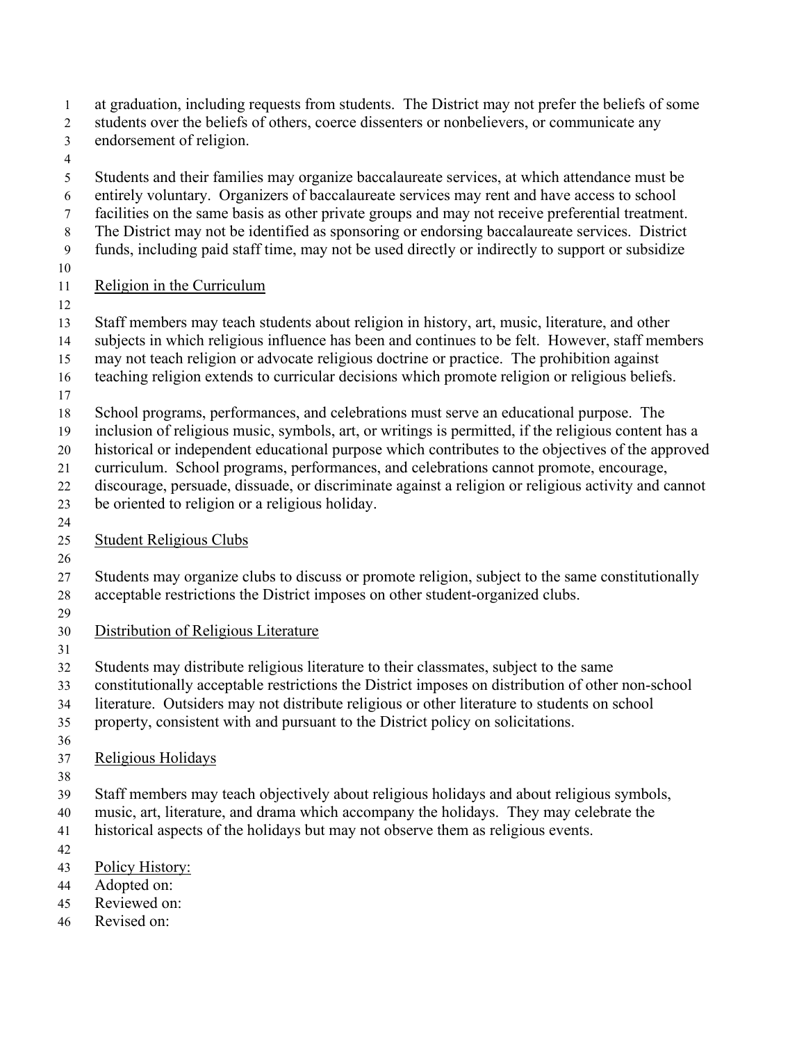at graduation, including requests from students. The District may not prefer the beliefs of some students over the beliefs of others, coerce dissenters or nonbelievers, or communicate any endorsement of religion.

Students and their families may organize baccalaureate services, at which attendance must be entirely voluntary. Organizers of baccalaureate services may rent and have access to school facilities on the same basis as other private groups and may not receive preferential treatment. The District may not be identified as sponsoring or endorsing baccalaureate services. District funds, including paid staff time, may not be used directly or indirectly to support or subsidize

## Religion in the Curriculum

Staff members may teach students about religion in history, art, music, literature, and other subjects in which religious influence has been and continues to be felt. However, staff members may not teach religion or advocate religious doctrine or practice. The prohibition against teaching religion extends to curricular decisions which promote religion or religious beliefs.

School programs, performances, and celebrations must serve an educational purpose. The inclusion of religious music, symbols, art, or writings is permitted, if the religious content has a historical or independent educational purpose which contributes to the objectives of the approved curriculum. School programs, performances, and celebrations cannot promote, encourage, discourage, persuade, dissuade, or discriminate against a religion or religious activity and cannot be oriented to religion or a religious holiday.

## Student Religious Clubs

Students may organize clubs to discuss or promote religion, subject to the same constitutionally acceptable restrictions the District imposes on other student-organized clubs.

## Distribution of Religious Literature

Students may distribute religious literature to their classmates, subject to the same constitutionally acceptable restrictions the District imposes on distribution of other non-school literature. Outsiders may not distribute religious or other literature to students on school property, consistent with and pursuant to the District policy on solicitations.

## Religious Holidays

Staff members may teach objectively about religious holidays and about religious symbols, music, art, literature, and drama which accompany the holidays. They may celebrate the historical aspects of the holidays but may not observe them as religious events.

## Policy History:

Adopted on:
Reviewed on:
Revised on: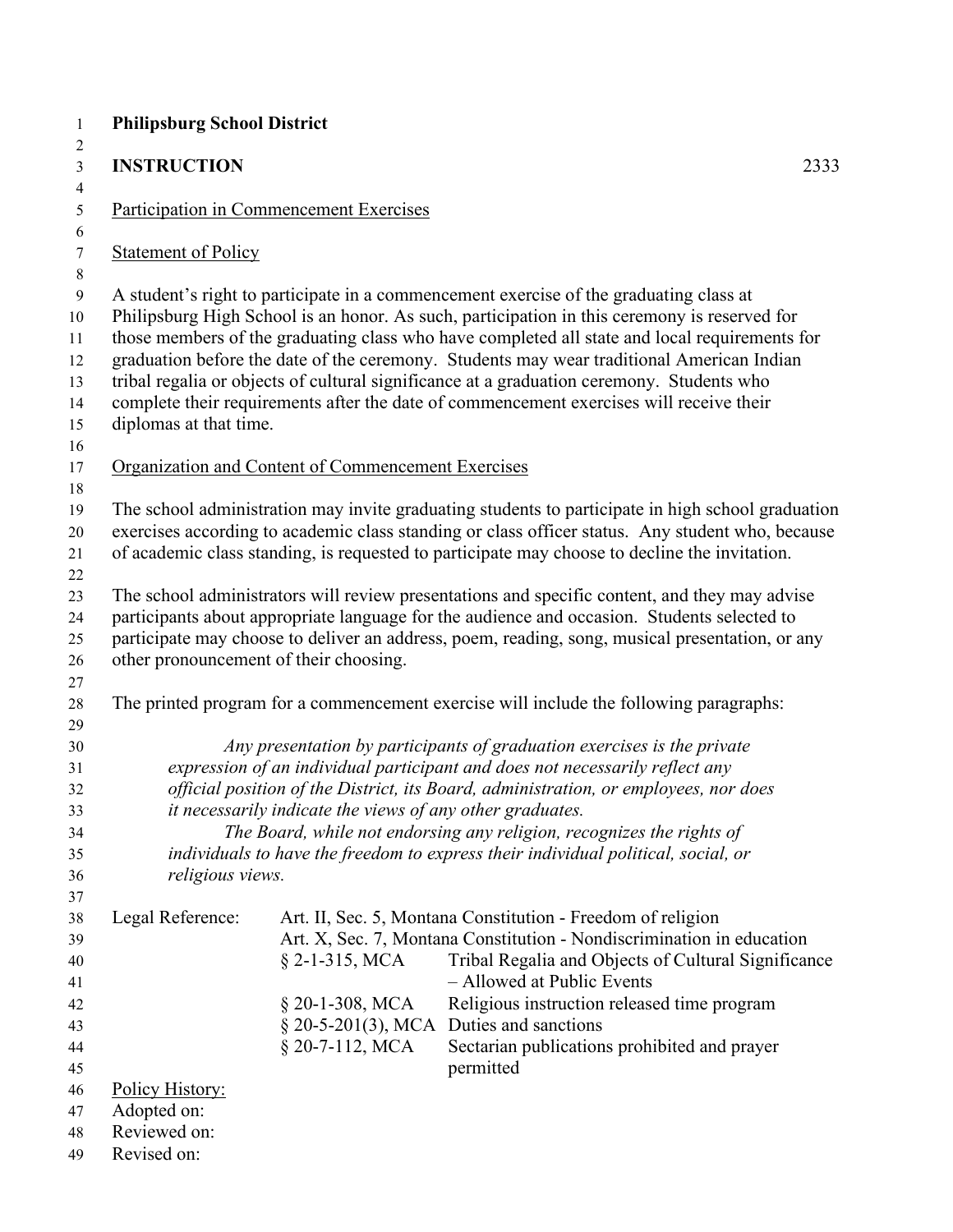**Philipsburg School District**

**INSTRUCTION** 2333

Participation in Commencement Exercises

Statement of Policy

A student's right to participate in a commencement exercise of the graduating class at Philipsburg High School is an honor. As such, participation in this ceremony is reserved for those members of the graduating class who have completed all state and local requirements for graduation before the date of the ceremony. Students may wear traditional American Indian tribal regalia or objects of cultural significance at a graduation ceremony. Students who complete their requirements after the date of commencement exercises will receive their diplomas at that time.

Organization and Content of Commencement Exercises

The school administration may invite graduating students to participate in high school graduation exercises according to academic class standing or class officer status. Any student who, because of academic class standing, is requested to participate may choose to decline the invitation.

The school administrators will review presentations and specific content, and they may advise participants about appropriate language for the audience and occasion. Students selected to participate may choose to deliver an address, poem, reading, song, musical presentation, or any other pronouncement of their choosing.

The printed program for a commencement exercise will include the following paragraphs:

> *Any presentation by participants of graduation exercises is the private expression of an individual participant and does not necessarily reflect any official position of the District, its Board, administration, or employees, nor does it necessarily indicate the views of any other graduates.*
>
> *The Board, while not endorsing any religion, recognizes the rights of individuals to have the freedom to express their individual political, social, or religious views.*

| Legal Reference: | | |
|---|---|---|
| | Art. II, Sec. 5, Montana Constitution - Freedom of religion | |
| | Art. X, Sec. 7, Montana Constitution - Nondiscrimination in education | |
| | § 2-1-315, MCA | Tribal Regalia and Objects of Cultural Significance – Allowed at Public Events |
| | § 20-1-308, MCA | Religious instruction released time program |
| | § 20-5-201(3), MCA | Duties and sanctions |
| | § 20-7-112, MCA | Sectarian publications prohibited and prayer permitted |

Policy History:
Adopted on:
Reviewed on:
Revised on: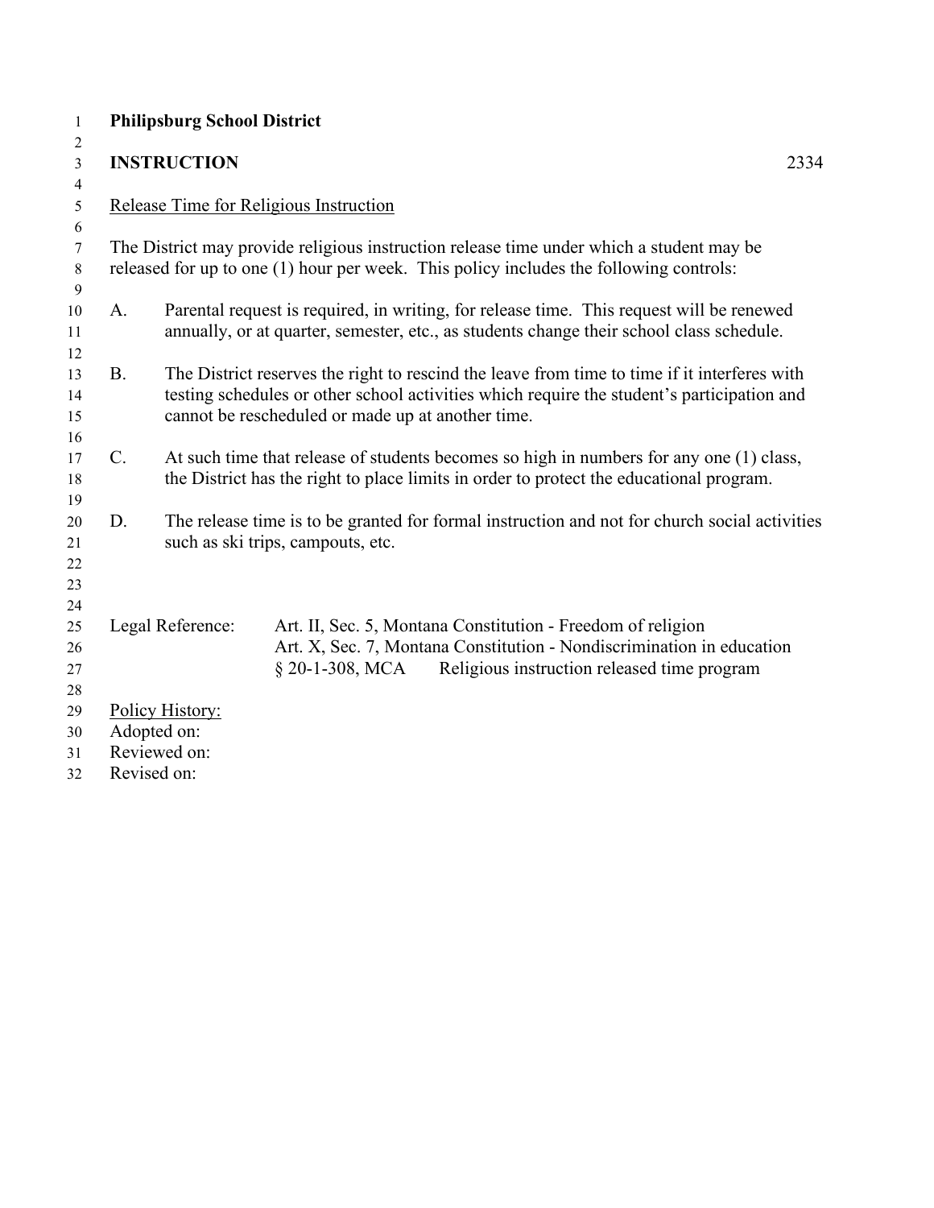**Philipsburg School District**

**INSTRUCTION** 2334

Release Time for Religious Instruction

The District may provide religious instruction release time under which a student may be released for up to one (1) hour per week. This policy includes the following controls:

A. Parental request is required, in writing, for release time. This request will be renewed annually, or at quarter, semester, etc., as students change their school class schedule.

B. The District reserves the right to rescind the leave from time to time if it interferes with testing schedules or other school activities which require the student's participation and cannot be rescheduled or made up at another time.

C. At such time that release of students becomes so high in numbers for any one (1) class, the District has the right to place limits in order to protect the educational program.

D. The release time is to be granted for formal instruction and not for church social activities such as ski trips, campouts, etc.

Legal Reference: Art. II, Sec. 5, Montana Constitution - Freedom of religion
Art. X, Sec. 7, Montana Constitution - Nondiscrimination in education
§ 20-1-308, MCA Religious instruction released time program

Policy History:
Adopted on:
Reviewed on:
Revised on: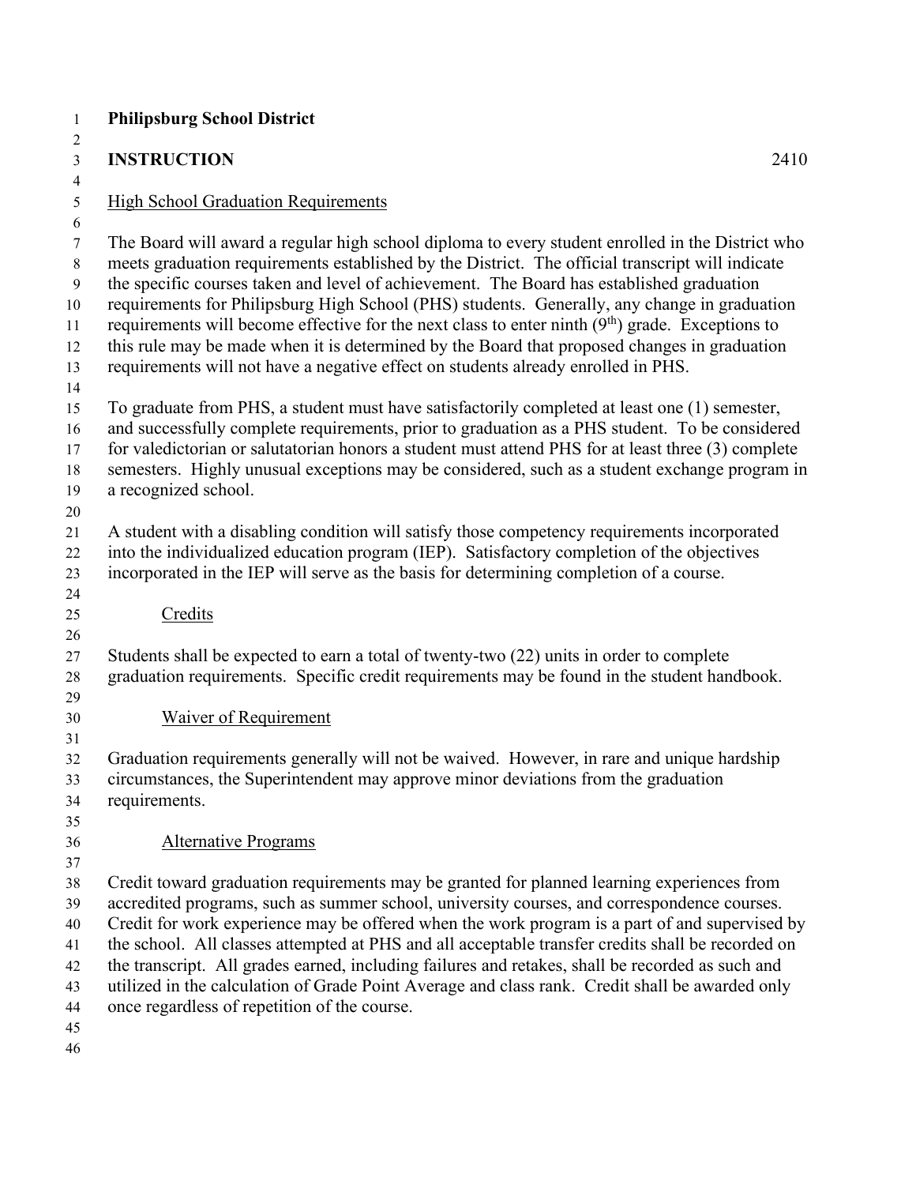**Philipsburg School District**

**INSTRUCTION** 2410

High School Graduation Requirements

The Board will award a regular high school diploma to every student enrolled in the District who meets graduation requirements established by the District. The official transcript will indicate the specific courses taken and level of achievement. The Board has established graduation requirements for Philipsburg High School (PHS) students. Generally, any change in graduation requirements will become effective for the next class to enter ninth (9th) grade. Exceptions to this rule may be made when it is determined by the Board that proposed changes in graduation requirements will not have a negative effect on students already enrolled in PHS.

To graduate from PHS, a student must have satisfactorily completed at least one (1) semester, and successfully complete requirements, prior to graduation as a PHS student. To be considered for valedictorian or salutatorian honors a student must attend PHS for at least three (3) complete semesters. Highly unusual exceptions may be considered, such as a student exchange program in a recognized school.

A student with a disabling condition will satisfy those competency requirements incorporated into the individualized education program (IEP). Satisfactory completion of the objectives incorporated in the IEP will serve as the basis for determining completion of a course.

Credits

Students shall be expected to earn a total of twenty-two (22) units in order to complete graduation requirements. Specific credit requirements may be found in the student handbook.

Waiver of Requirement

Graduation requirements generally will not be waived. However, in rare and unique hardship circumstances, the Superintendent may approve minor deviations from the graduation requirements.

Alternative Programs

Credit toward graduation requirements may be granted for planned learning experiences from accredited programs, such as summer school, university courses, and correspondence courses. Credit for work experience may be offered when the work program is a part of and supervised by the school. All classes attempted at PHS and all acceptable transfer credits shall be recorded on the transcript. All grades earned, including failures and retakes, shall be recorded as such and utilized in the calculation of Grade Point Average and class rank. Credit shall be awarded only once regardless of repetition of the course.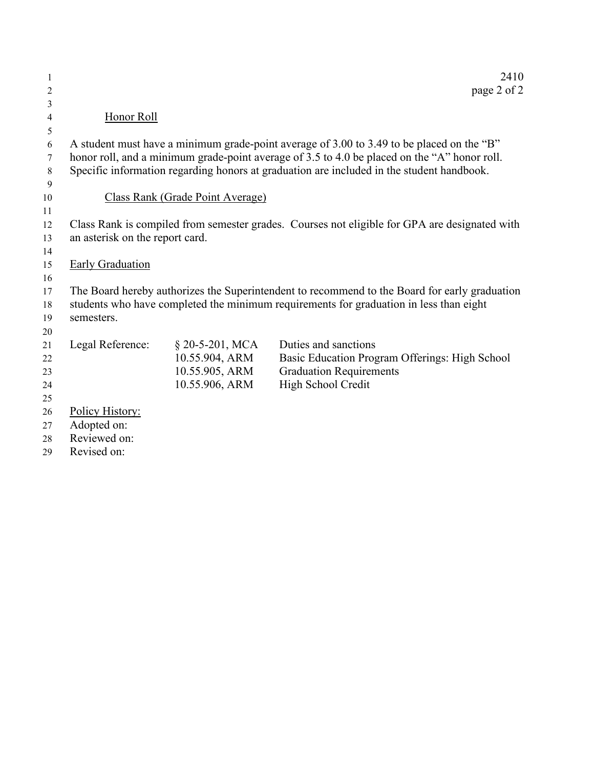Honor Roll

A student must have a minimum grade-point average of 3.00 to 3.49 to be placed on the “B” honor roll, and a minimum grade-point average of 3.5 to 4.0 be placed on the “A” honor roll. Specific information regarding honors at graduation are included in the student handbook.

Class Rank (Grade Point Average)

Class Rank is compiled from semester grades. Courses not eligible for GPA are designated with an asterisk on the report card.

Early Graduation

The Board hereby authorizes the Superintendent to recommend to the Board for early graduation students who have completed the minimum requirements for graduation in less than eight semesters.

| Legal Reference: | § 20-5-201, MCA | Duties and sanctions |
|---|---|---|
| | 10.55.904, ARM | Basic Education Program Offerings: High School |
| | 10.55.905, ARM | Graduation Requirements |
| | 10.55.906, ARM | High School Credit |

Policy History:
Adopted on:
Reviewed on:
Revised on: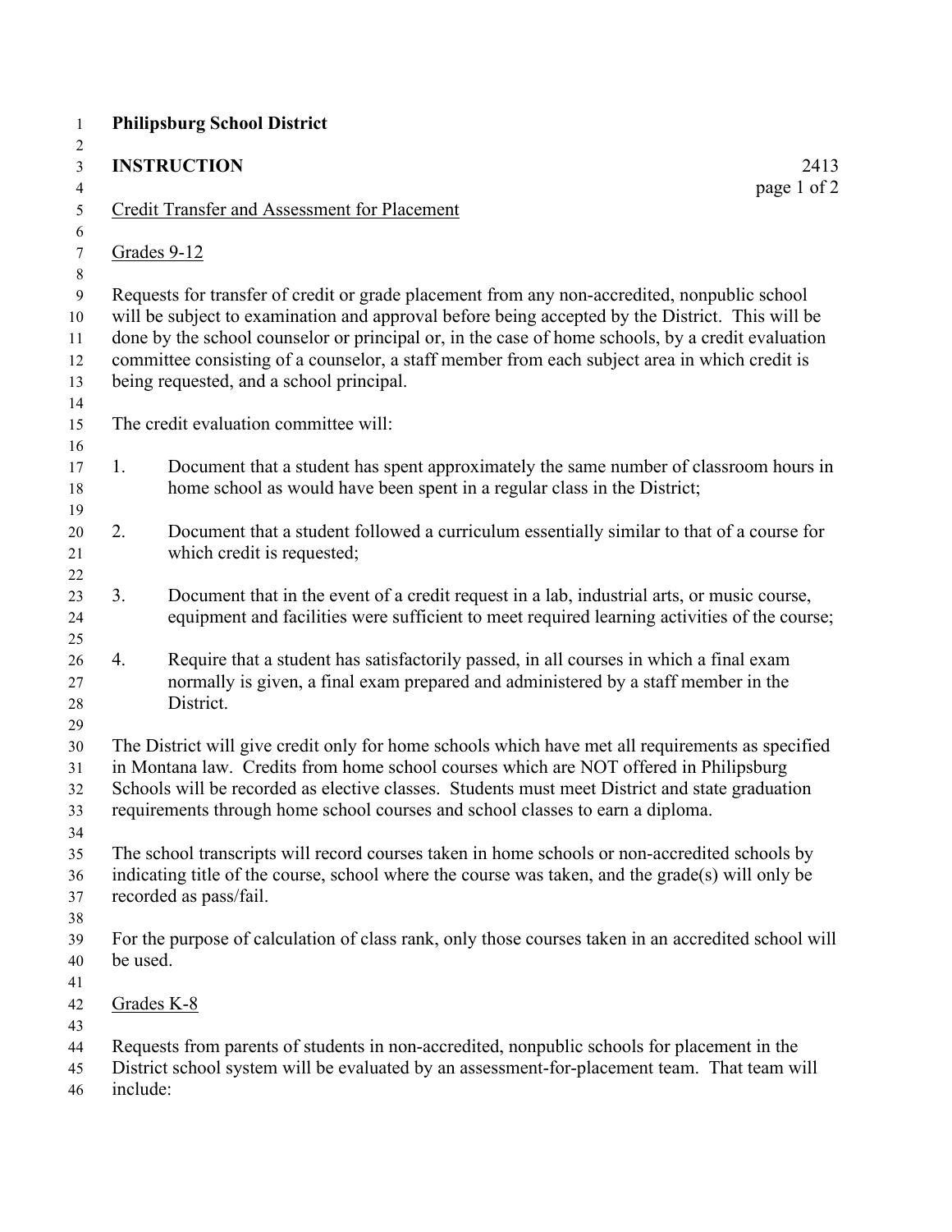**Philipsburg School District**

**INSTRUCTION** 2413

Credit Transfer and Assessment for Placement

Grades 9-12

Requests for transfer of credit or grade placement from any non-accredited, nonpublic school will be subject to examination and approval before being accepted by the District. This will be done by the school counselor or principal or, in the case of home schools, by a credit evaluation committee consisting of a counselor, a staff member from each subject area in which credit is being requested, and a school principal.

The credit evaluation committee will:

1. Document that a student has spent approximately the same number of classroom hours in home school as would have been spent in a regular class in the District;

2. Document that a student followed a curriculum essentially similar to that of a course for which credit is requested;

3. Document that in the event of a credit request in a lab, industrial arts, or music course, equipment and facilities were sufficient to meet required learning activities of the course;

4. Require that a student has satisfactorily passed, in all courses in which a final exam normally is given, a final exam prepared and administered by a staff member in the District.

The District will give credit only for home schools which have met all requirements as specified in Montana law. Credits from home school courses which are NOT offered in Philipsburg Schools will be recorded as elective classes. Students must meet District and state graduation requirements through home school courses and school classes to earn a diploma.

The school transcripts will record courses taken in home schools or non-accredited schools by indicating title of the course, school where the course was taken, and the grade(s) will only be recorded as pass/fail.

For the purpose of calculation of class rank, only those courses taken in an accredited school will be used.

Grades K-8

Requests from parents of students in non-accredited, nonpublic schools for placement in the District school system will be evaluated by an assessment-for-placement team. That team will include: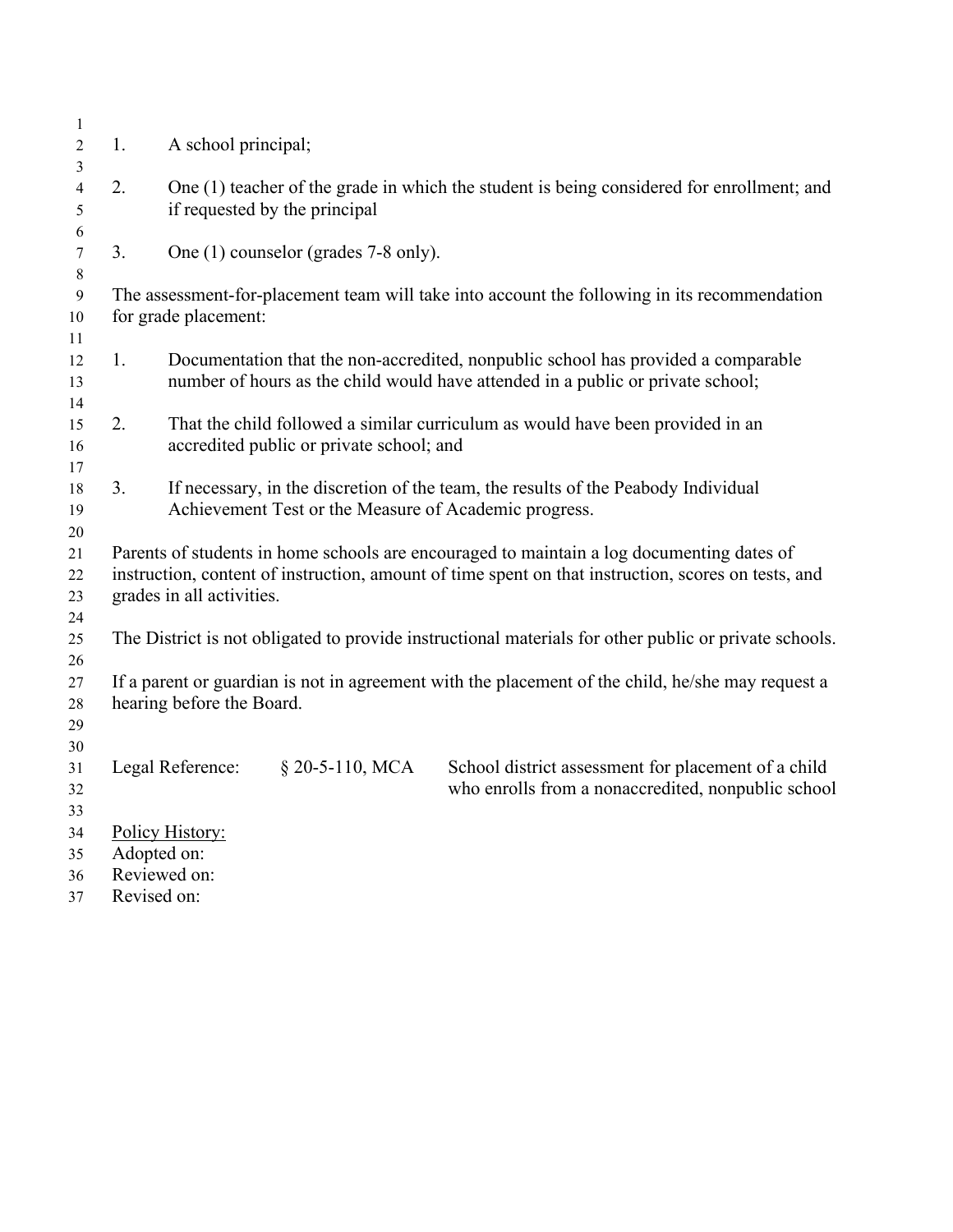1. A school principal;

2. One (1) teacher of the grade in which the student is being considered for enrollment; and if requested by the principal

3. One (1) counselor (grades 7-8 only).

The assessment-for-placement team will take into account the following in its recommendation for grade placement:

1. Documentation that the non-accredited, nonpublic school has provided a comparable number of hours as the child would have attended in a public or private school;

2. That the child followed a similar curriculum as would have been provided in an accredited public or private school; and

3. If necessary, in the discretion of the team, the results of the Peabody Individual Achievement Test or the Measure of Academic progress.

Parents of students in home schools are encouraged to maintain a log documenting dates of instruction, content of instruction, amount of time spent on that instruction, scores on tests, and grades in all activities.

The District is not obligated to provide instructional materials for other public or private schools.

If a parent or guardian is not in agreement with the placement of the child, he/she may request a hearing before the Board.

| Legal Reference: | § 20-5-110, MCA | School district assessment for placement of a child who enrolls from a nonaccredited, nonpublic school |
|---|---|---|

Policy History:
Adopted on:
Reviewed on:
Revised on: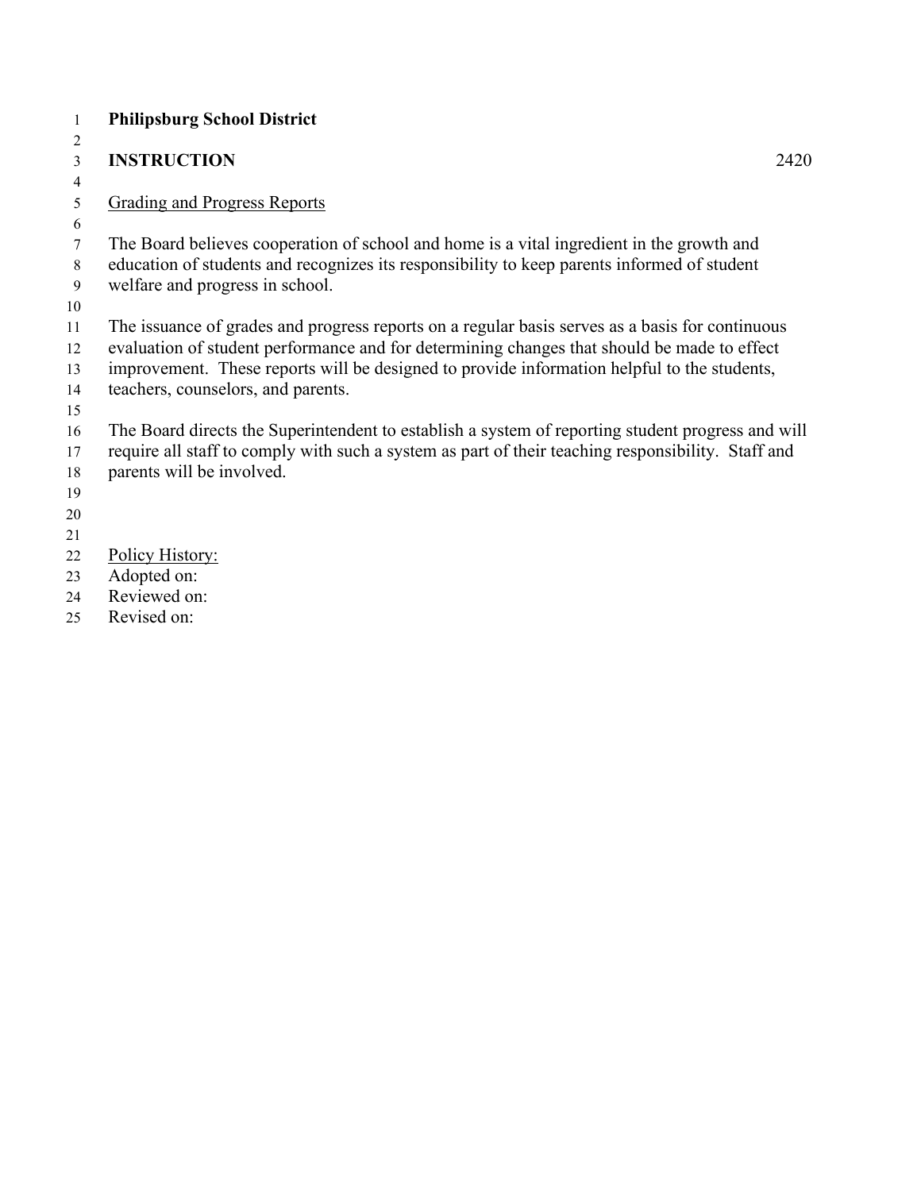**Philipsburg School District**

**INSTRUCTION** 2420

Grading and Progress Reports

The Board believes cooperation of school and home is a vital ingredient in the growth and education of students and recognizes its responsibility to keep parents informed of student welfare and progress in school.

The issuance of grades and progress reports on a regular basis serves as a basis for continuous evaluation of student performance and for determining changes that should be made to effect improvement. These reports will be designed to provide information helpful to the students, teachers, counselors, and parents.

The Board directs the Superintendent to establish a system of reporting student progress and will require all staff to comply with such a system as part of their teaching responsibility. Staff and parents will be involved.

Policy History:
Adopted on:
Reviewed on:
Revised on: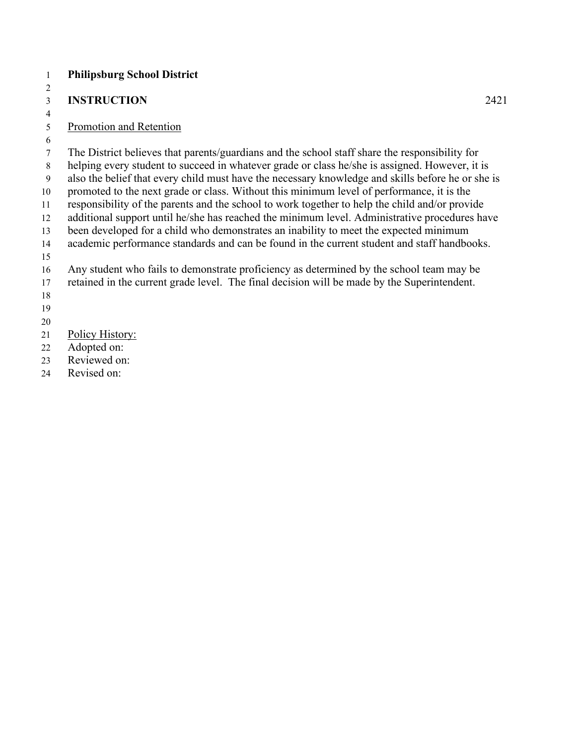**Philipsburg School District**

**INSTRUCTION** 2421

Promotion and Retention

The District believes that parents/guardians and the school staff share the responsibility for helping every student to succeed in whatever grade or class he/she is assigned. However, it is also the belief that every child must have the necessary knowledge and skills before he or she is promoted to the next grade or class. Without this minimum level of performance, it is the responsibility of the parents and the school to work together to help the child and/or provide additional support until he/she has reached the minimum level. Administrative procedures have been developed for a child who demonstrates an inability to meet the expected minimum academic performance standards and can be found in the current student and staff handbooks.

Any student who fails to demonstrate proficiency as determined by the school team may be retained in the current grade level. The final decision will be made by the Superintendent.

Policy History:
Adopted on:
Reviewed on:
Revised on: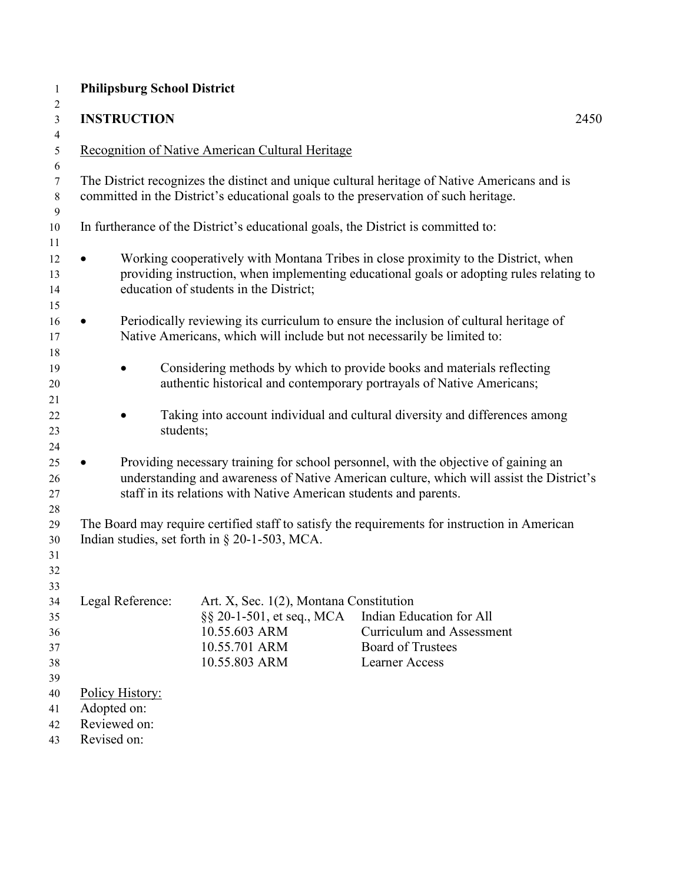**Philipsburg School District**

**INSTRUCTION** 2450

Recognition of Native American Cultural Heritage

The District recognizes the distinct and unique cultural heritage of Native Americans and is committed in the District's educational goals to the preservation of such heritage.

In furtherance of the District's educational goals, the District is committed to:

- Working cooperatively with Montana Tribes in close proximity to the District, when providing instruction, when implementing educational goals or adopting rules relating to education of students in the District;

- Periodically reviewing its curriculum to ensure the inclusion of cultural heritage of Native Americans, which will include but not necessarily be limited to:

    - Considering methods by which to provide books and materials reflecting authentic historical and contemporary portrayals of Native Americans;

    - Taking into account individual and cultural diversity and differences among students;

- Providing necessary training for school personnel, with the objective of gaining an understanding and awareness of Native American culture, which will assist the District's staff in its relations with Native American students and parents.

The Board may require certified staff to satisfy the requirements for instruction in American Indian studies, set forth in § 20-1-503, MCA.

| Legal Reference: | | |
|---|---|---|
| | Art. X, Sec. 1(2), Montana Constitution | |
| | §§ 20-1-501, et seq., MCA | Indian Education for All |
| | 10.55.603 ARM | Curriculum and Assessment |
| | 10.55.701 ARM | Board of Trustees |
| | 10.55.803 ARM | Learner Access |

Policy History:
Adopted on:
Reviewed on:
Revised on: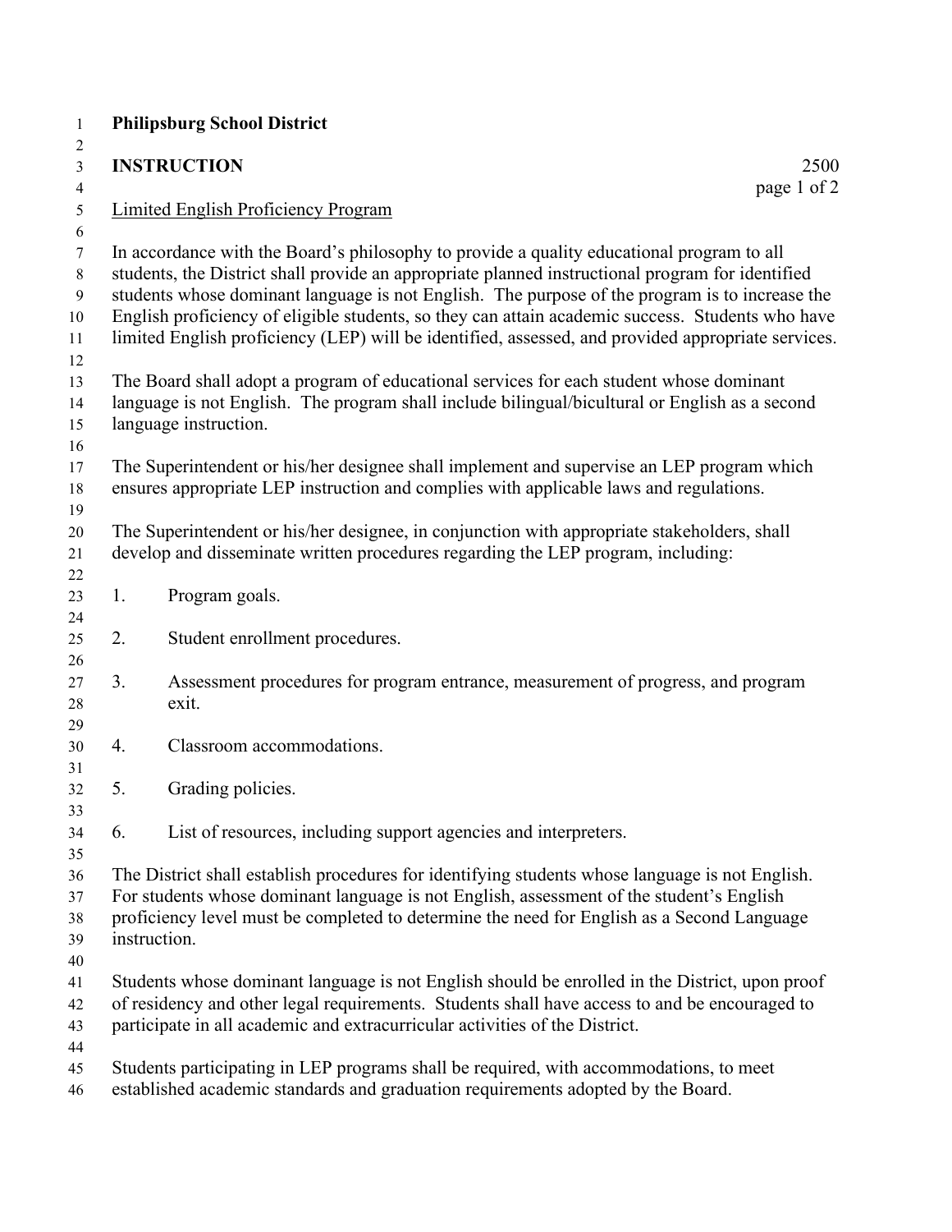**Philipsburg School District**

**INSTRUCTION** 2500

Limited English Proficiency Program

In accordance with the Board's philosophy to provide a quality educational program to all students, the District shall provide an appropriate planned instructional program for identified students whose dominant language is not English. The purpose of the program is to increase the English proficiency of eligible students, so they can attain academic success. Students who have limited English proficiency (LEP) will be identified, assessed, and provided appropriate services.

The Board shall adopt a program of educational services for each student whose dominant language is not English. The program shall include bilingual/bicultural or English as a second language instruction.

The Superintendent or his/her designee shall implement and supervise an LEP program which ensures appropriate LEP instruction and complies with applicable laws and regulations.

The Superintendent or his/her designee, in conjunction with appropriate stakeholders, shall develop and disseminate written procedures regarding the LEP program, including:

1. Program goals.
2. Student enrollment procedures.
3. Assessment procedures for program entrance, measurement of progress, and program exit.
4. Classroom accommodations.
5. Grading policies.
6. List of resources, including support agencies and interpreters.

The District shall establish procedures for identifying students whose language is not English. For students whose dominant language is not English, assessment of the student's English proficiency level must be completed to determine the need for English as a Second Language instruction.

Students whose dominant language is not English should be enrolled in the District, upon proof of residency and other legal requirements. Students shall have access to and be encouraged to participate in all academic and extracurricular activities of the District.

Students participating in LEP programs shall be required, with accommodations, to meet established academic standards and graduation requirements adopted by the Board.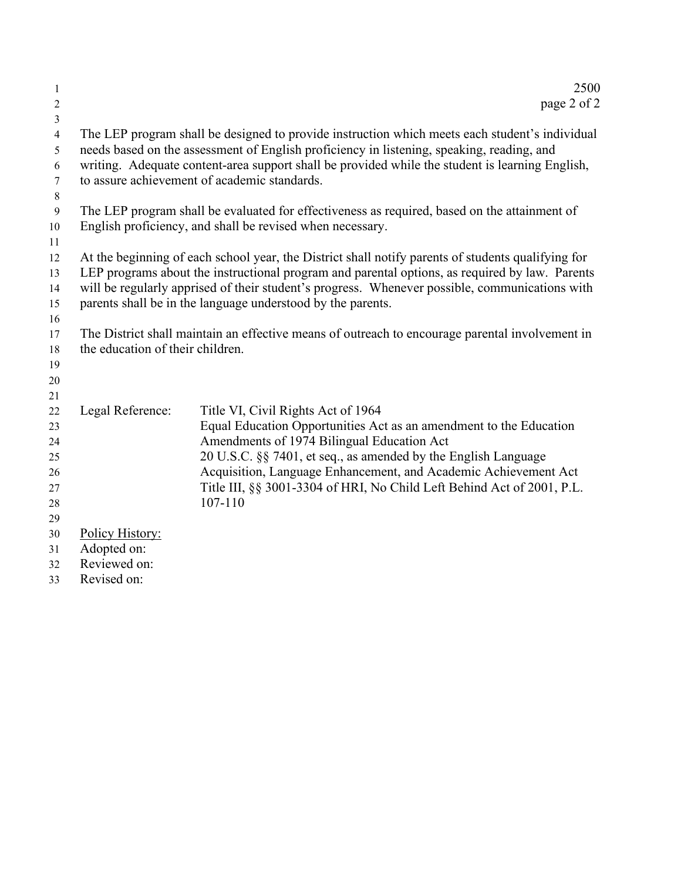The LEP program shall be designed to provide instruction which meets each student's individual needs based on the assessment of English proficiency in listening, speaking, reading, and writing. Adequate content-area support shall be provided while the student is learning English, to assure achievement of academic standards.

The LEP program shall be evaluated for effectiveness as required, based on the attainment of English proficiency, and shall be revised when necessary.

At the beginning of each school year, the District shall notify parents of students qualifying for LEP programs about the instructional program and parental options, as required by law. Parents will be regularly apprised of their student's progress. Whenever possible, communications with parents shall be in the language understood by the parents.

The District shall maintain an effective means of outreach to encourage parental involvement in the education of their children.

| Legal Reference: | Title VI, Civil Rights Act of 1964 |
|---|---|
| | Equal Education Opportunities Act as an amendment to the Education Amendments of 1974 Bilingual Education Act |
| | 20 U.S.C. §§ 7401, et seq., as amended by the English Language Acquisition, Language Enhancement, and Academic Achievement Act |
| | Title III, §§ 3001-3304 of HRI, No Child Left Behind Act of 2001, P.L. 107-110 |

Policy History:
Adopted on:
Reviewed on:
Revised on: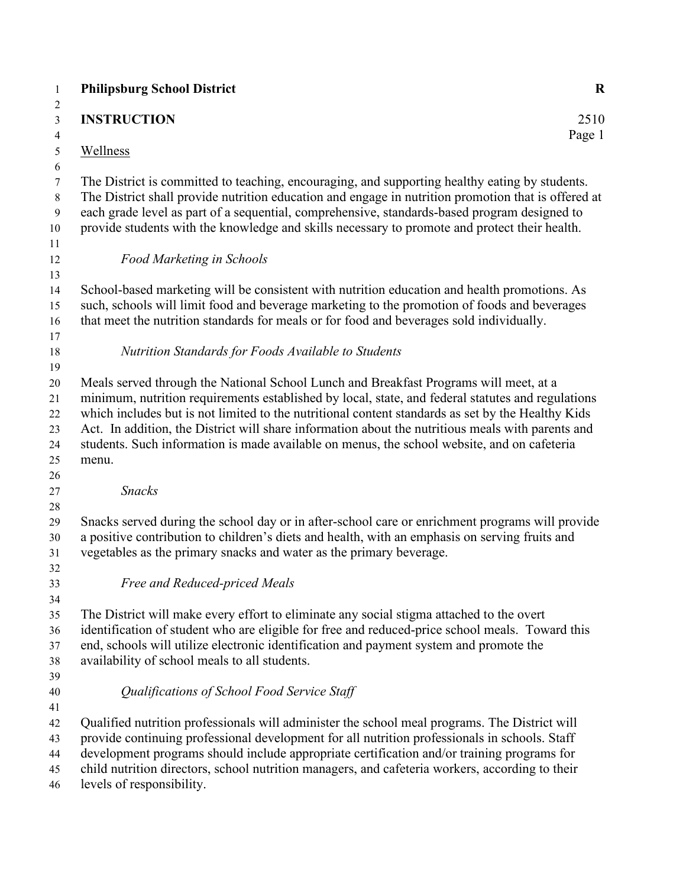**Philipsburg School District** **R**

**INSTRUCTION** 2510

Wellness

The District is committed to teaching, encouraging, and supporting healthy eating by students. The District shall provide nutrition education and engage in nutrition promotion that is offered at each grade level as part of a sequential, comprehensive, standards-based program designed to provide students with the knowledge and skills necessary to promote and protect their health.

*Food Marketing in Schools*

School-based marketing will be consistent with nutrition education and health promotions. As such, schools will limit food and beverage marketing to the promotion of foods and beverages that meet the nutrition standards for meals or for food and beverages sold individually.

*Nutrition Standards for Foods Available to Students*

Meals served through the National School Lunch and Breakfast Programs will meet, at a minimum, nutrition requirements established by local, state, and federal statutes and regulations which includes but is not limited to the nutritional content standards as set by the Healthy Kids Act. In addition, the District will share information about the nutritious meals with parents and students. Such information is made available on menus, the school website, and on cafeteria menu.

*Snacks*

Snacks served during the school day or in after-school care or enrichment programs will provide a positive contribution to children's diets and health, with an emphasis on serving fruits and vegetables as the primary snacks and water as the primary beverage.

*Free and Reduced-priced Meals*

The District will make every effort to eliminate any social stigma attached to the overt identification of student who are eligible for free and reduced-price school meals. Toward this end, schools will utilize electronic identification and payment system and promote the availability of school meals to all students.

*Qualifications of School Food Service Staff*

Qualified nutrition professionals will administer the school meal programs. The District will provide continuing professional development for all nutrition professionals in schools. Staff development programs should include appropriate certification and/or training programs for child nutrition directors, school nutrition managers, and cafeteria workers, according to their levels of responsibility.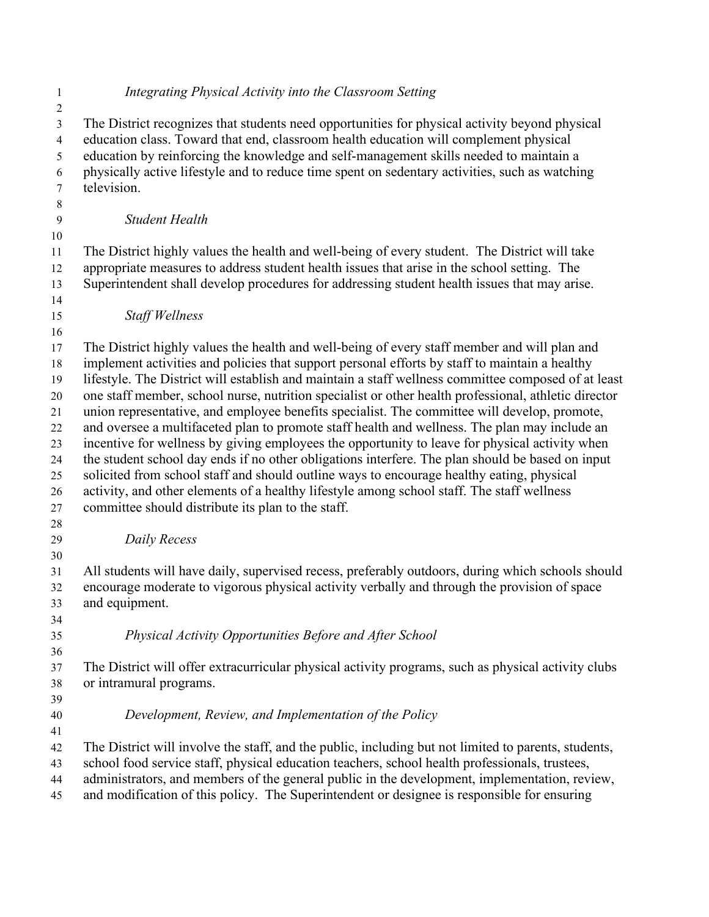*Integrating Physical Activity into the Classroom Setting*

The District recognizes that students need opportunities for physical activity beyond physical education class. Toward that end, classroom health education will complement physical education by reinforcing the knowledge and self-management skills needed to maintain a physically active lifestyle and to reduce time spent on sedentary activities, such as watching television.

*Student Health*

The District highly values the health and well-being of every student. The District will take appropriate measures to address student health issues that arise in the school setting. The Superintendent shall develop procedures for addressing student health issues that may arise.

*Staff Wellness*

The District highly values the health and well-being of every staff member and will plan and implement activities and policies that support personal efforts by staff to maintain a healthy lifestyle. The District will establish and maintain a staff wellness committee composed of at least one staff member, school nurse, nutrition specialist or other health professional, athletic director union representative, and employee benefits specialist. The committee will develop, promote, and oversee a multifaceted plan to promote staff health and wellness. The plan may include an incentive for wellness by giving employees the opportunity to leave for physical activity when the student school day ends if no other obligations interfere. The plan should be based on input solicited from school staff and should outline ways to encourage healthy eating, physical activity, and other elements of a healthy lifestyle among school staff. The staff wellness committee should distribute its plan to the staff.

*Daily Recess*

All students will have daily, supervised recess, preferably outdoors, during which schools should encourage moderate to vigorous physical activity verbally and through the provision of space and equipment.

*Physical Activity Opportunities Before and After School*

The District will offer extracurricular physical activity programs, such as physical activity clubs or intramural programs.

*Development, Review, and Implementation of the Policy*

The District will involve the staff, and the public, including but not limited to parents, students, school food service staff, physical education teachers, school health professionals, trustees, administrators, and members of the general public in the development, implementation, review, and modification of this policy. The Superintendent or designee is responsible for ensuring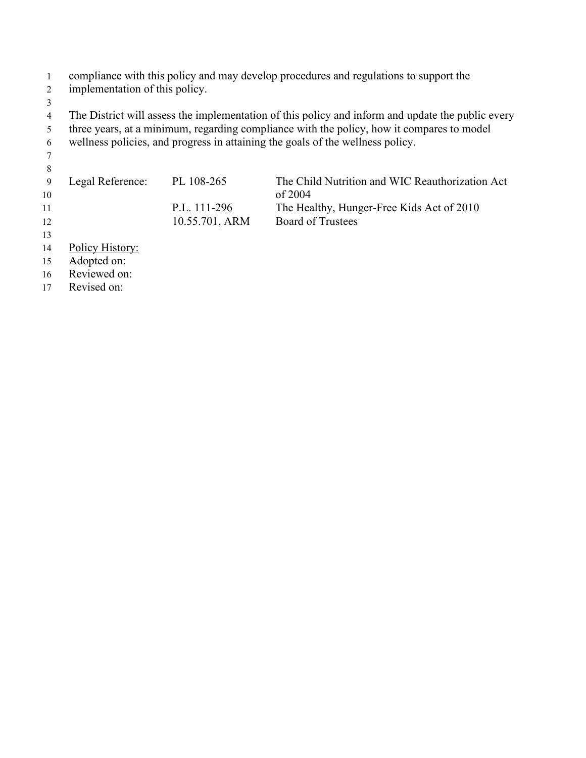compliance with this policy and may develop procedures and regulations to support the implementation of this policy.

The District will assess the implementation of this policy and inform and update the public every three years, at a minimum, regarding compliance with the policy, how it compares to model wellness policies, and progress in attaining the goals of the wellness policy.

| | | |
|---|---|---|
| Legal Reference: | PL 108-265 | The Child Nutrition and WIC Reauthorization Act of 2004 |
| | P.L. 111-296 | The Healthy, Hunger-Free Kids Act of 2010 |
| | 10.55.701, ARM | Board of Trustees |

Policy History:
Adopted on:
Reviewed on:
Revised on: